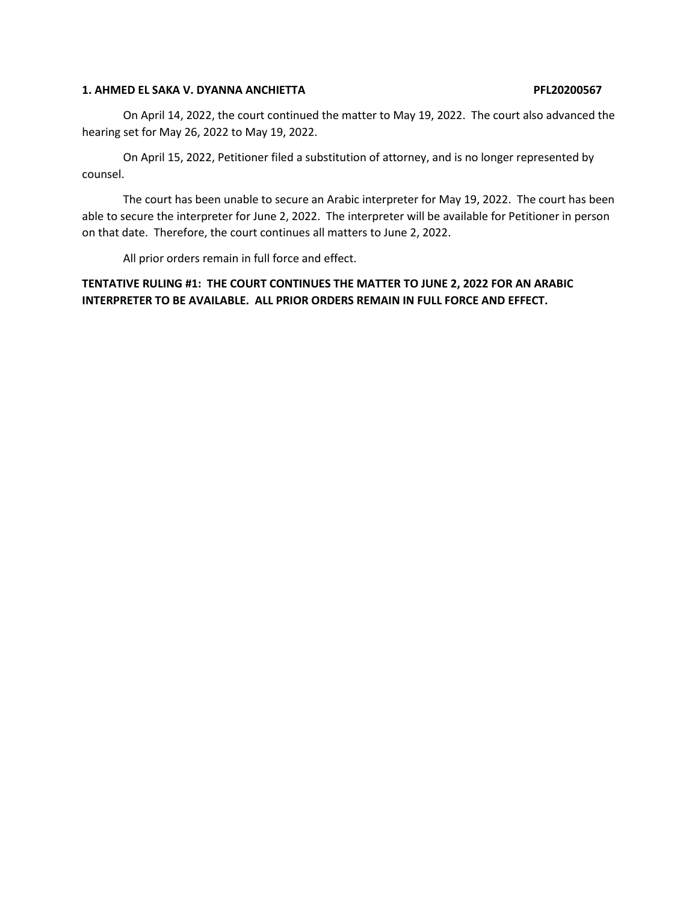**1. AHMED EL SAKA V. DYANNA ANCHIETTA** **PFL20200567**

On April 14, 2022, the court continued the matter to May 19, 2022. The court also advanced the hearing set for May 26, 2022 to May 19, 2022.

On April 15, 2022, Petitioner filed a substitution of attorney, and is no longer represented by counsel.

The court has been unable to secure an Arabic interpreter for May 19, 2022. The court has been able to secure the interpreter for June 2, 2022. The interpreter will be available for Petitioner in person on that date. Therefore, the court continues all matters to June 2, 2022.

All prior orders remain in full force and effect.

**TENTATIVE RULING #1: THE COURT CONTINUES THE MATTER TO JUNE 2, 2022 FOR AN ARABIC INTERPRETER TO BE AVAILABLE. ALL PRIOR ORDERS REMAIN IN FULL FORCE AND EFFECT.**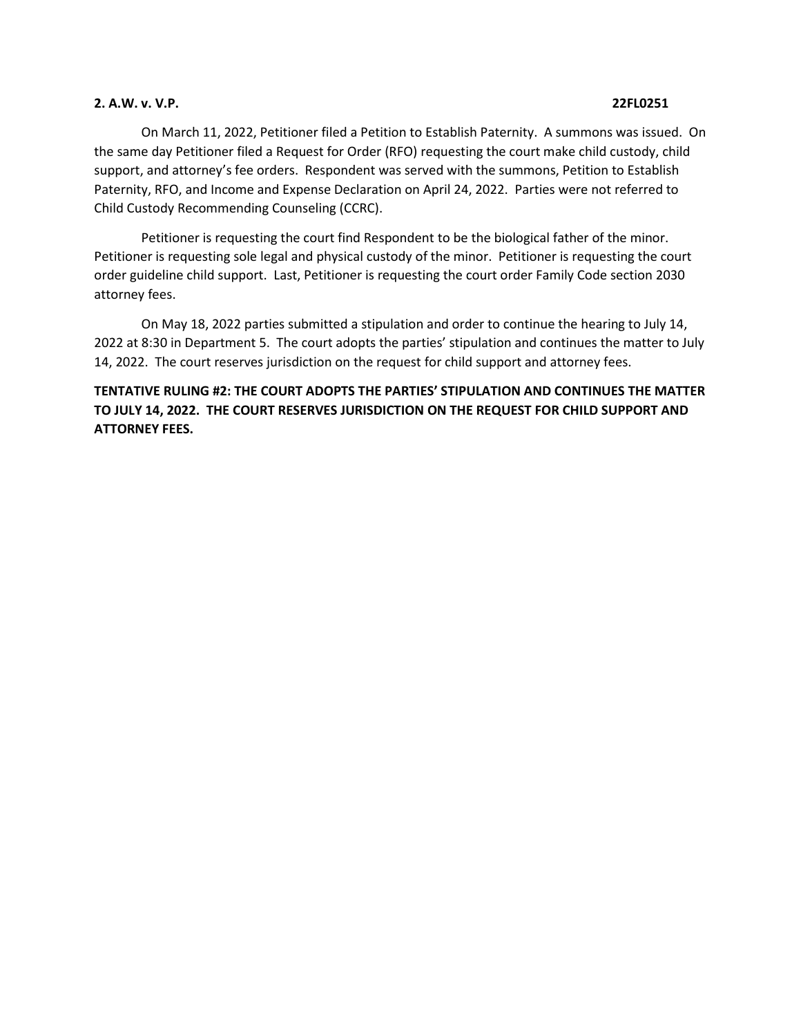**2. A.W. v. V.P. 22FL0251**

On March 11, 2022, Petitioner filed a Petition to Establish Paternity. A summons was issued. On the same day Petitioner filed a Request for Order (RFO) requesting the court make child custody, child support, and attorney's fee orders. Respondent was served with the summons, Petition to Establish Paternity, RFO, and Income and Expense Declaration on April 24, 2022. Parties were not referred to Child Custody Recommending Counseling (CCRC).

Petitioner is requesting the court find Respondent to be the biological father of the minor. Petitioner is requesting sole legal and physical custody of the minor. Petitioner is requesting the court order guideline child support. Last, Petitioner is requesting the court order Family Code section 2030 attorney fees.

On May 18, 2022 parties submitted a stipulation and order to continue the hearing to July 14, 2022 at 8:30 in Department 5. The court adopts the parties' stipulation and continues the matter to July 14, 2022. The court reserves jurisdiction on the request for child support and attorney fees.

**TENTATIVE RULING #2: THE COURT ADOPTS THE PARTIES' STIPULATION AND CONTINUES THE MATTER TO JULY 14, 2022. THE COURT RESERVES JURISDICTION ON THE REQUEST FOR CHILD SUPPORT AND ATTORNEY FEES.**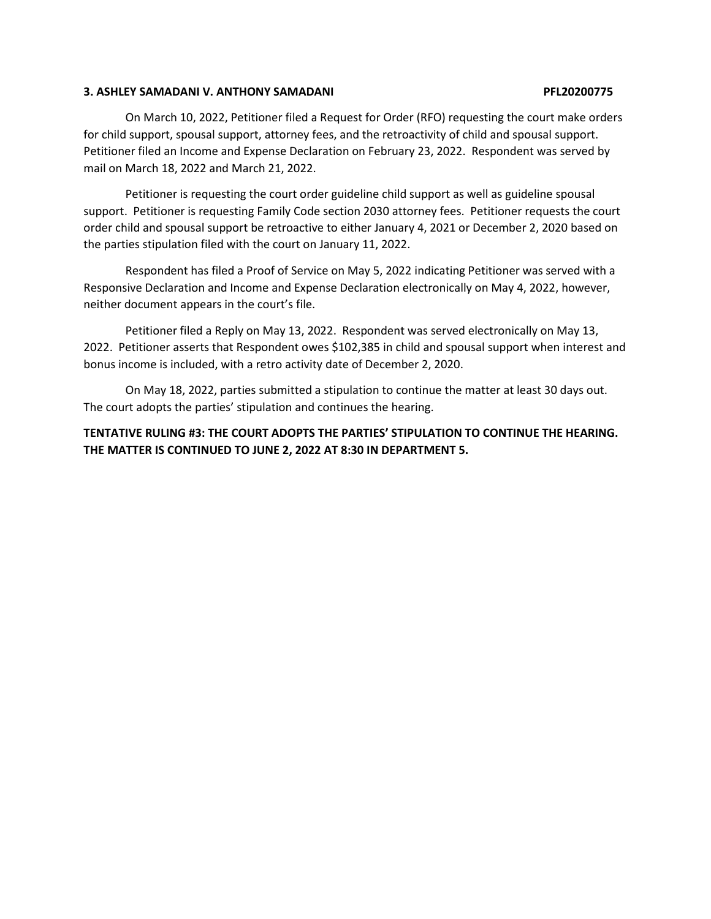**3. ASHLEY SAMADANI V. ANTHONY SAMADANI PFL20200775**

On March 10, 2022, Petitioner filed a Request for Order (RFO) requesting the court make orders for child support, spousal support, attorney fees, and the retroactivity of child and spousal support. Petitioner filed an Income and Expense Declaration on February 23, 2022. Respondent was served by mail on March 18, 2022 and March 21, 2022.

Petitioner is requesting the court order guideline child support as well as guideline spousal support. Petitioner is requesting Family Code section 2030 attorney fees. Petitioner requests the court order child and spousal support be retroactive to either January 4, 2021 or December 2, 2020 based on the parties stipulation filed with the court on January 11, 2022.

Respondent has filed a Proof of Service on May 5, 2022 indicating Petitioner was served with a Responsive Declaration and Income and Expense Declaration electronically on May 4, 2022, however, neither document appears in the court's file.

Petitioner filed a Reply on May 13, 2022. Respondent was served electronically on May 13, 2022. Petitioner asserts that Respondent owes $102,385 in child and spousal support when interest and bonus income is included, with a retro activity date of December 2, 2020.

On May 18, 2022, parties submitted a stipulation to continue the matter at least 30 days out. The court adopts the parties' stipulation and continues the hearing.

**TENTATIVE RULING #3: THE COURT ADOPTS THE PARTIES' STIPULATION TO CONTINUE THE HEARING. THE MATTER IS CONTINUED TO JUNE 2, 2022 AT 8:30 IN DEPARTMENT 5.**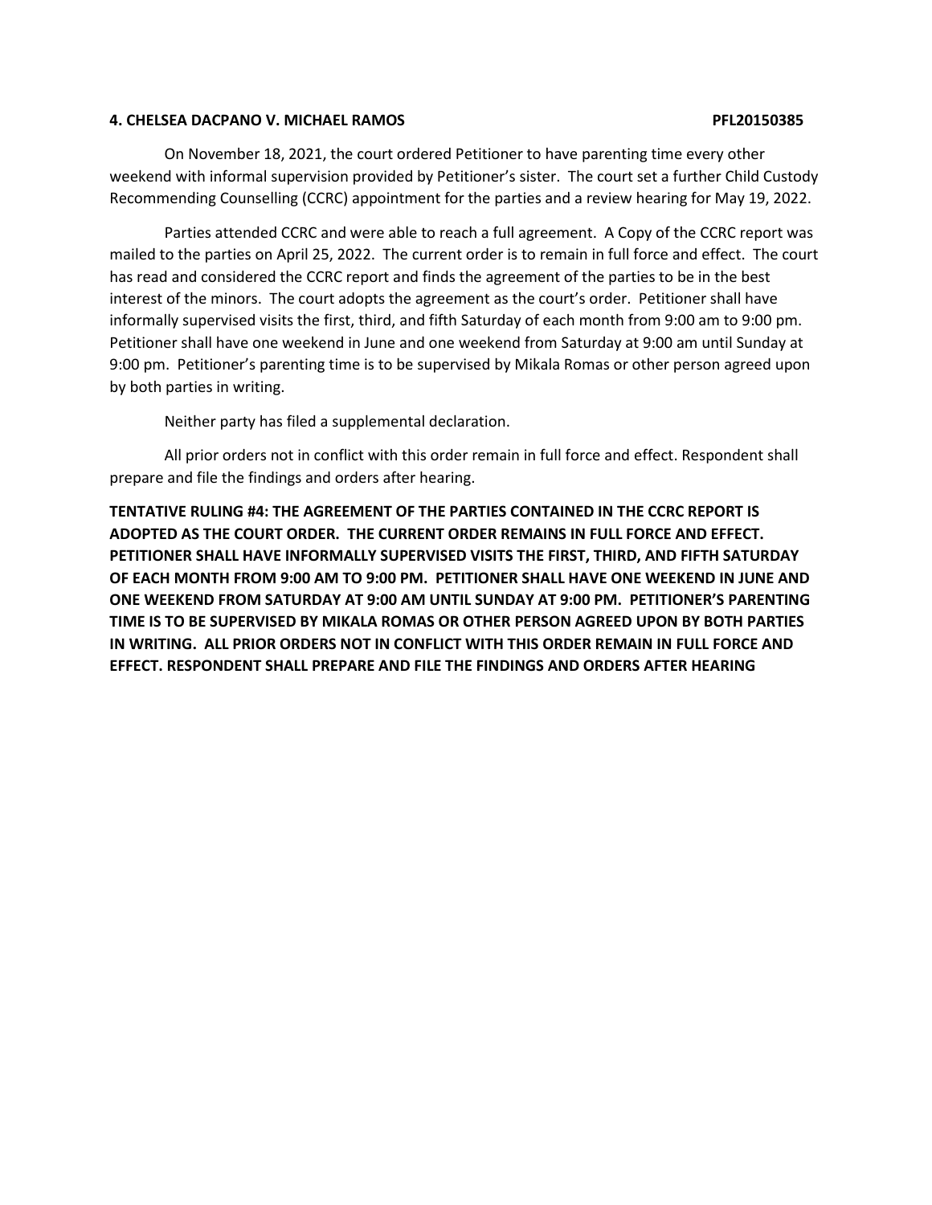**4. CHELSEA DACPANO V. MICHAEL RAMOS PFL20150385**

On November 18, 2021, the court ordered Petitioner to have parenting time every other weekend with informal supervision provided by Petitioner's sister. The court set a further Child Custody Recommending Counselling (CCRC) appointment for the parties and a review hearing for May 19, 2022.

Parties attended CCRC and were able to reach a full agreement. A Copy of the CCRC report was mailed to the parties on April 25, 2022. The current order is to remain in full force and effect. The court has read and considered the CCRC report and finds the agreement of the parties to be in the best interest of the minors. The court adopts the agreement as the court's order. Petitioner shall have informally supervised visits the first, third, and fifth Saturday of each month from 9:00 am to 9:00 pm. Petitioner shall have one weekend in June and one weekend from Saturday at 9:00 am until Sunday at 9:00 pm. Petitioner's parenting time is to be supervised by Mikala Romas or other person agreed upon by both parties in writing.

Neither party has filed a supplemental declaration.

All prior orders not in conflict with this order remain in full force and effect. Respondent shall prepare and file the findings and orders after hearing.

**TENTATIVE RULING #4: THE AGREEMENT OF THE PARTIES CONTAINED IN THE CCRC REPORT IS ADOPTED AS THE COURT ORDER. THE CURRENT ORDER REMAINS IN FULL FORCE AND EFFECT. PETITIONER SHALL HAVE INFORMALLY SUPERVISED VISITS THE FIRST, THIRD, AND FIFTH SATURDAY OF EACH MONTH FROM 9:00 AM TO 9:00 PM. PETITIONER SHALL HAVE ONE WEEKEND IN JUNE AND ONE WEEKEND FROM SATURDAY AT 9:00 AM UNTIL SUNDAY AT 9:00 PM. PETITIONER'S PARENTING TIME IS TO BE SUPERVISED BY MIKALA ROMAS OR OTHER PERSON AGREED UPON BY BOTH PARTIES IN WRITING. ALL PRIOR ORDERS NOT IN CONFLICT WITH THIS ORDER REMAIN IN FULL FORCE AND EFFECT. RESPONDENT SHALL PREPARE AND FILE THE FINDINGS AND ORDERS AFTER HEARING**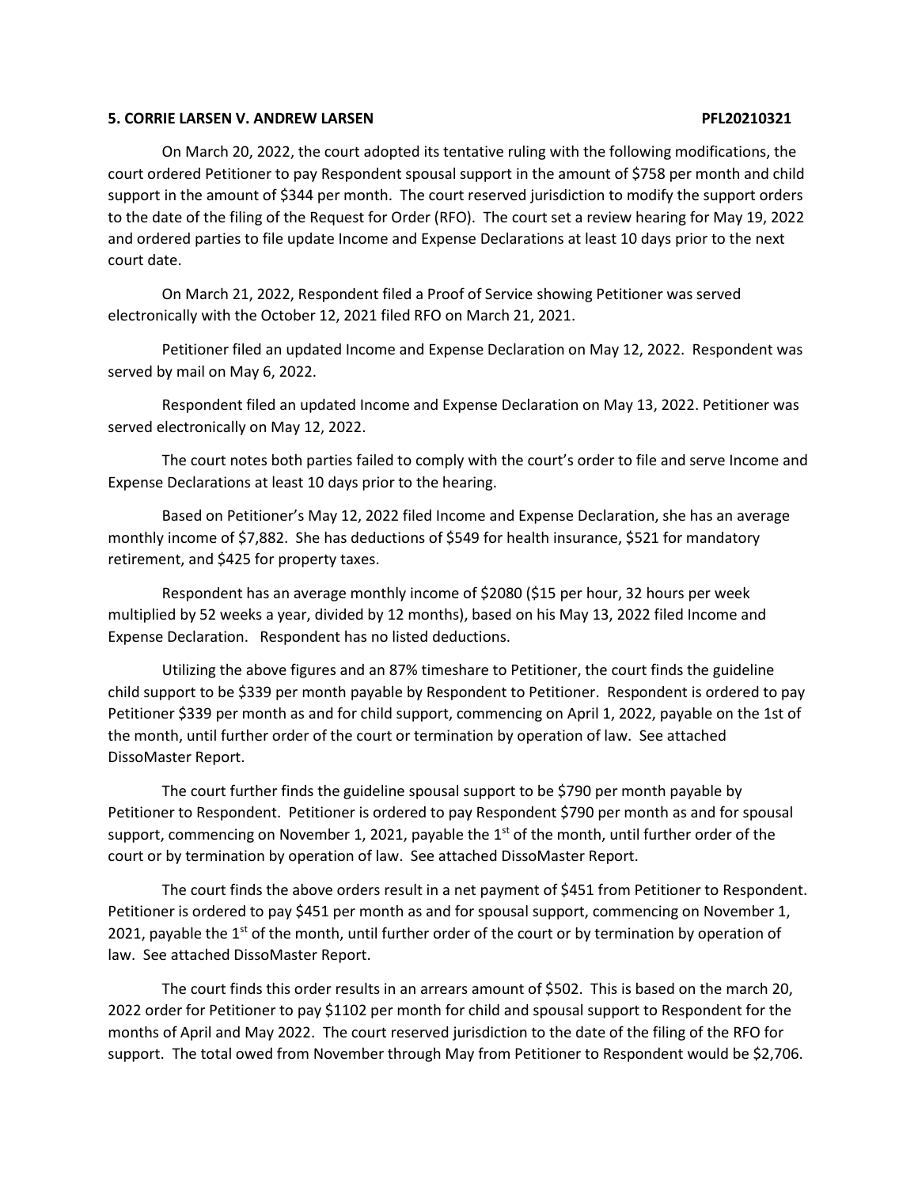**5. CORRIE LARSEN V. ANDREW LARSEN PFL20210321**

On March 20, 2022, the court adopted its tentative ruling with the following modifications, the court ordered Petitioner to pay Respondent spousal support in the amount of $758 per month and child support in the amount of $344 per month. The court reserved jurisdiction to modify the support orders to the date of the filing of the Request for Order (RFO). The court set a review hearing for May 19, 2022 and ordered parties to file update Income and Expense Declarations at least 10 days prior to the next court date.

On March 21, 2022, Respondent filed a Proof of Service showing Petitioner was served electronically with the October 12, 2021 filed RFO on March 21, 2021.

Petitioner filed an updated Income and Expense Declaration on May 12, 2022. Respondent was served by mail on May 6, 2022.

Respondent filed an updated Income and Expense Declaration on May 13, 2022. Petitioner was served electronically on May 12, 2022.

The court notes both parties failed to comply with the court's order to file and serve Income and Expense Declarations at least 10 days prior to the hearing.

Based on Petitioner's May 12, 2022 filed Income and Expense Declaration, she has an average monthly income of $7,882. She has deductions of $549 for health insurance, $521 for mandatory retirement, and $425 for property taxes.

Respondent has an average monthly income of $2080 ($15 per hour, 32 hours per week multiplied by 52 weeks a year, divided by 12 months), based on his May 13, 2022 filed Income and Expense Declaration. Respondent has no listed deductions.

Utilizing the above figures and an 87% timeshare to Petitioner, the court finds the guideline child support to be $339 per month payable by Respondent to Petitioner. Respondent is ordered to pay Petitioner $339 per month as and for child support, commencing on April 1, 2022, payable on the 1st of the month, until further order of the court or termination by operation of law. See attached DissoMaster Report.

The court further finds the guideline spousal support to be $790 per month payable by Petitioner to Respondent. Petitioner is ordered to pay Respondent $790 per month as and for spousal support, commencing on November 1, 2021, payable the 1st of the month, until further order of the court or by termination by operation of law. See attached DissoMaster Report.

The court finds the above orders result in a net payment of $451 from Petitioner to Respondent. Petitioner is ordered to pay $451 per month as and for spousal support, commencing on November 1, 2021, payable the 1st of the month, until further order of the court or by termination by operation of law. See attached DissoMaster Report.

The court finds this order results in an arrears amount of $502. This is based on the march 20, 2022 order for Petitioner to pay $1102 per month for child and spousal support to Respondent for the months of April and May 2022. The court reserved jurisdiction to the date of the filing of the RFO for support. The total owed from November through May from Petitioner to Respondent would be $2,706.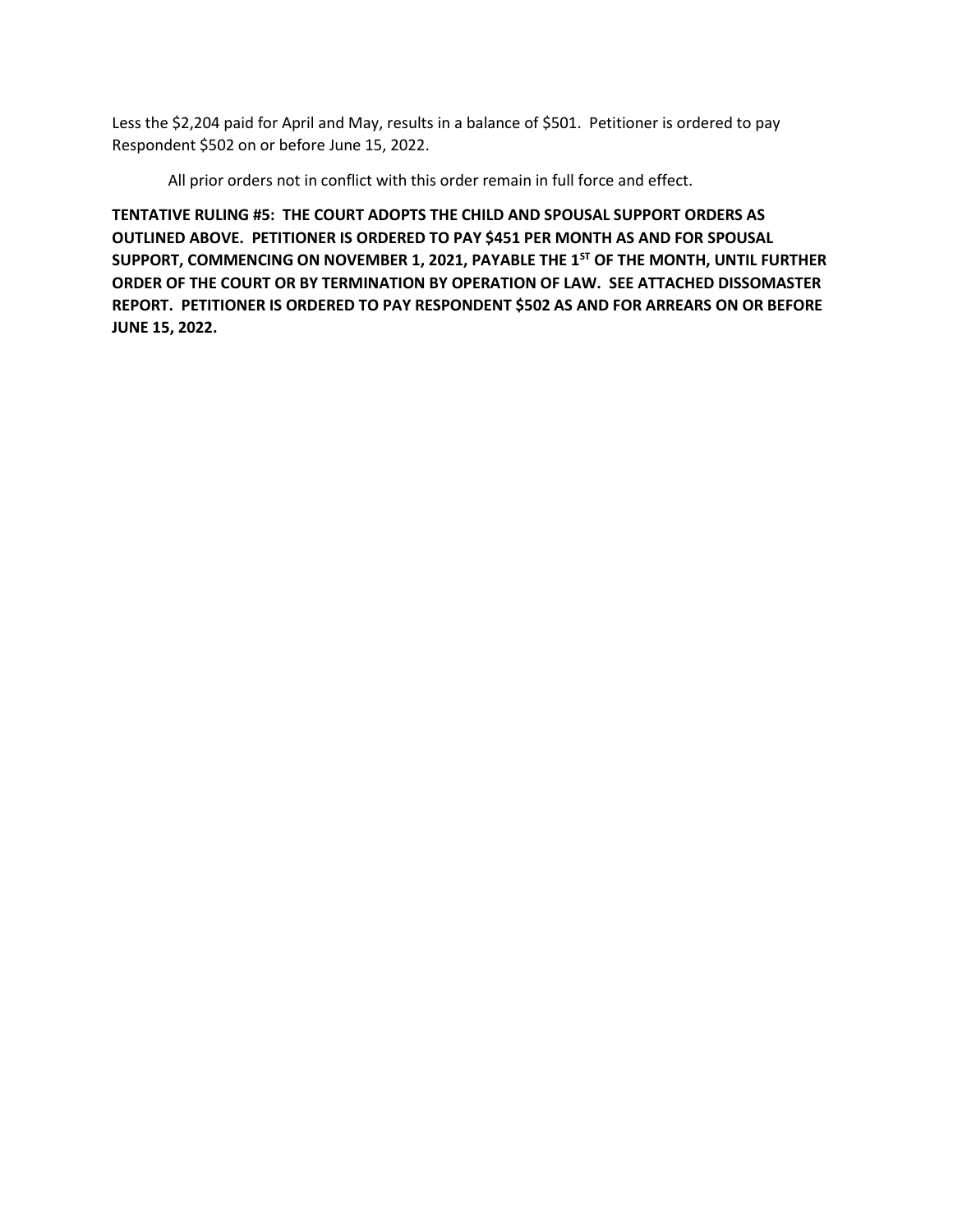Less the $2,204 paid for April and May, results in a balance of $501. Petitioner is ordered to pay Respondent $502 on or before June 15, 2022.

All prior orders not in conflict with this order remain in full force and effect.

**TENTATIVE RULING #5: THE COURT ADOPTS THE CHILD AND SPOUSAL SUPPORT ORDERS AS OUTLINED ABOVE. PETITIONER IS ORDERED TO PAY $451 PER MONTH AS AND FOR SPOUSAL SUPPORT, COMMENCING ON NOVEMBER 1, 2021, PAYABLE THE 1ST OF THE MONTH, UNTIL FURTHER ORDER OF THE COURT OR BY TERMINATION BY OPERATION OF LAW. SEE ATTACHED DISSOMASTER REPORT. PETITIONER IS ORDERED TO PAY RESPONDENT $502 AS AND FOR ARREARS ON OR BEFORE JUNE 15, 2022.**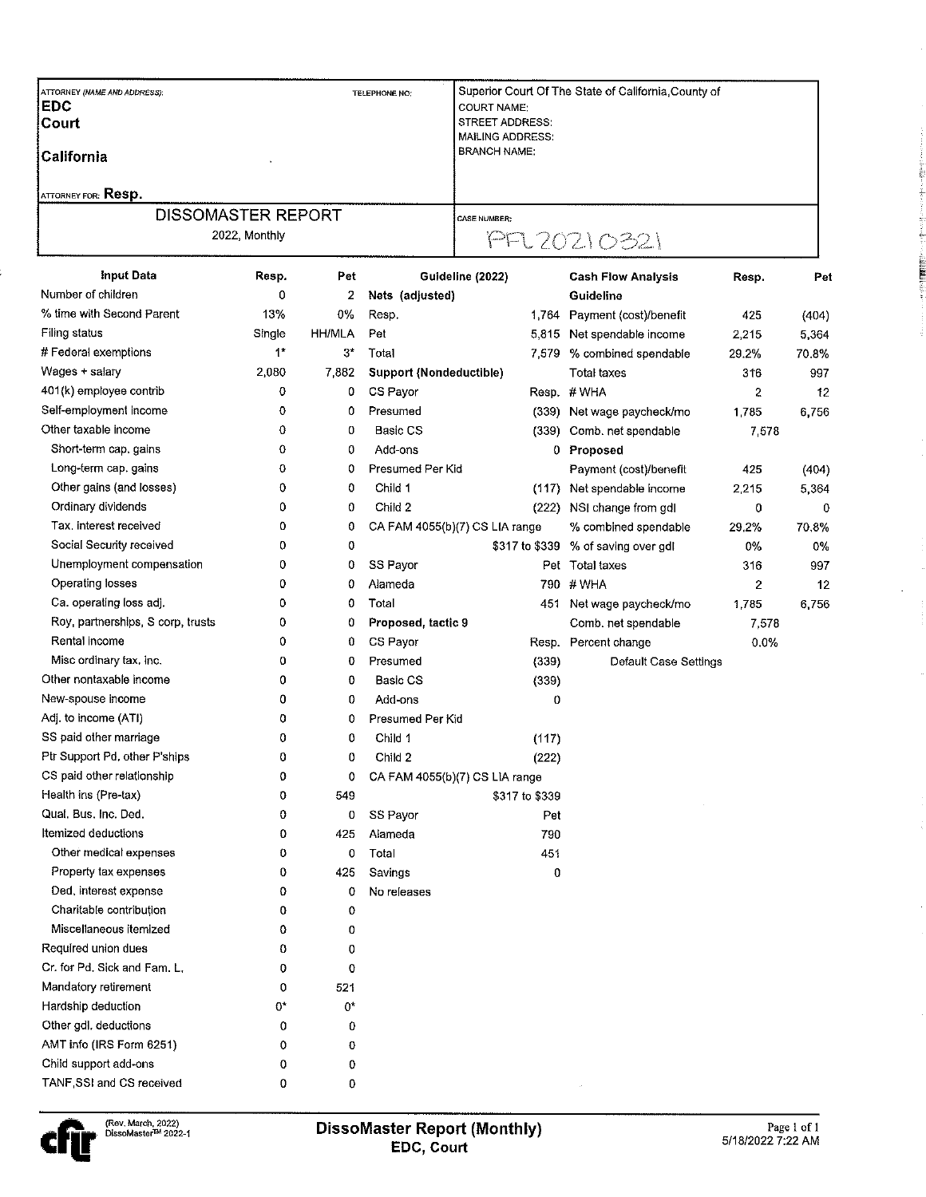| ATTORNEY (NAME AND ADDRESS): **EDC Court California** ATTORNEY FOR: **Resp.** | TELEPHONE NO: | Superior Court Of The State of California,County of COURT NAME: STREET ADDRESS: MAILING ADDRESS: BRANCH NAME: |
|---|---|---|
| DISSOMASTER REPORT 2022, Monthly | | CASE NUMBER: PFL20210321 |

| Input Data | Resp. | Pet | Guideline (2022) | | Cash Flow Analysis | Resp. | Pet |
|---|---|---|---|---|---|---|---|
| Number of children | 0 | 2 | **Nets (adjusted)** | | **Guideline** | | |
| % time with Second Parent | 13% | 0% | Resp. | 1,764 | Payment (cost)/benefit | 425 | (404) |
| Filing status | Single | HH/MLA | Pet | 5,815 | Net spendable income | 2,215 | 5,364 |
| # Federal exemptions | 1* | 3* | Total | 7,579 | % combined spendable | 29.2% | 70.8% |
| Wages + salary | 2,080 | 7,882 | **Support (Nondeductible)** | | Total taxes | 316 | 997 |
| 401(k) employee contrib | 0 | 0 | CS Payor | Resp. | # WHA | 2 | 12 |
| Self-employment income | 0 | 0 | Presumed | (339) | Net wage paycheck/mo | 1,785 | 6,756 |
| Other taxable income | 0 | 0 | Basic CS | (339) | Comb. net spendable | 7,578 | |
| Short-term cap. gains | 0 | 0 | Add-ons | 0 | **Proposed** | | |
| Long-term cap. gains | 0 | 0 | Presumed Per Kid | | Payment (cost)/benefit | 425 | (404) |
| Other gains (and losses) | 0 | 0 | Child 1 | (117) | Net spendable income | 2,215 | 5,364 |
| Ordinary dividends | 0 | 0 | Child 2 | (222) | NSI change from gdl | 0 | 0 |
| Tax. interest received | 0 | 0 | CA FAM 4055(b)(7) CS LIA range | | % combined spendable | 29.2% | 70.8% |
| Social Security received | 0 | 0 | | $317 to $339 | % of saving over gdl | 0% | 0% |
| Unemployment compensation | 0 | 0 | SS Payor | Pet | Total taxes | 316 | 997 |
| Operating losses | 0 | 0 | Alameda | 790 | # WHA | 2 | 12 |
| Ca. operating loss adj. | 0 | 0 | Total | 451 | Net wage paycheck/mo | 1,785 | 6,756 |
| Roy, partnerships, S corp, trusts | 0 | 0 | **Proposed, tactic 9** | | Comb. net spendable | 7,578 | |
| Rental income | 0 | 0 | CS Payor | Resp. | Percent change | 0.0% | |
| Misc ordinary tax. inc. | 0 | 0 | Presumed | (339) | Default Case Settings | | |
| Other nontaxable income | 0 | 0 | Basic CS | (339) | | | |
| New-spouse income | 0 | 0 | Add-ons | 0 | | | |
| Adj. to income (ATI) | 0 | 0 | Presumed Per Kid | | | | |
| SS paid other marriage | 0 | 0 | Child 1 | (117) | | | |
| Ptr Support Pd. other P'ships | 0 | 0 | Child 2 | (222) | | | |
| CS paid other relationship | 0 | 0 | CA FAM 4055(b)(7) CS LIA range | | | | |
| Health ins (Pre-tax) | 0 | 549 | | $317 to $339 | | | |
| Qual. Bus. Inc. Ded. | 0 | 0 | SS Payor | Pet | | | |
| Itemized deductions | 0 | 425 | Alameda | 790 | | | |
| Other medical expenses | 0 | 0 | Total | 451 | | | |
| Property tax expenses | 0 | 425 | Savings | 0 | | | |
| Ded. interest expense | 0 | 0 | No releases | | | | |
| Charitable contribution | 0 | 0 | | | | | |
| Miscellaneous itemized | 0 | 0 | | | | | |
| Required union dues | 0 | 0 | | | | | |
| Cr. for Pd. Sick and Fam. L. | 0 | 0 | | | | | |
| Mandatory retirement | 0 | 521 | | | | | |
| Hardship deduction | 0* | 0* | | | | | |
| Other gdl. deductions | 0 | 0 | | | | | |
| AMT info (IRS Form 6251) | 0 | 0 | | | | | |
| Child support add-ons | 0 | 0 | | | | | |
| TANF,SSI and CS received | 0 | 0 | | | | | |

(Rev. March, 2022) DissoMaster™ 2022-1

**DissoMaster Report (Monthly)**
**EDC, Court**

5/18/2022 7:22 AM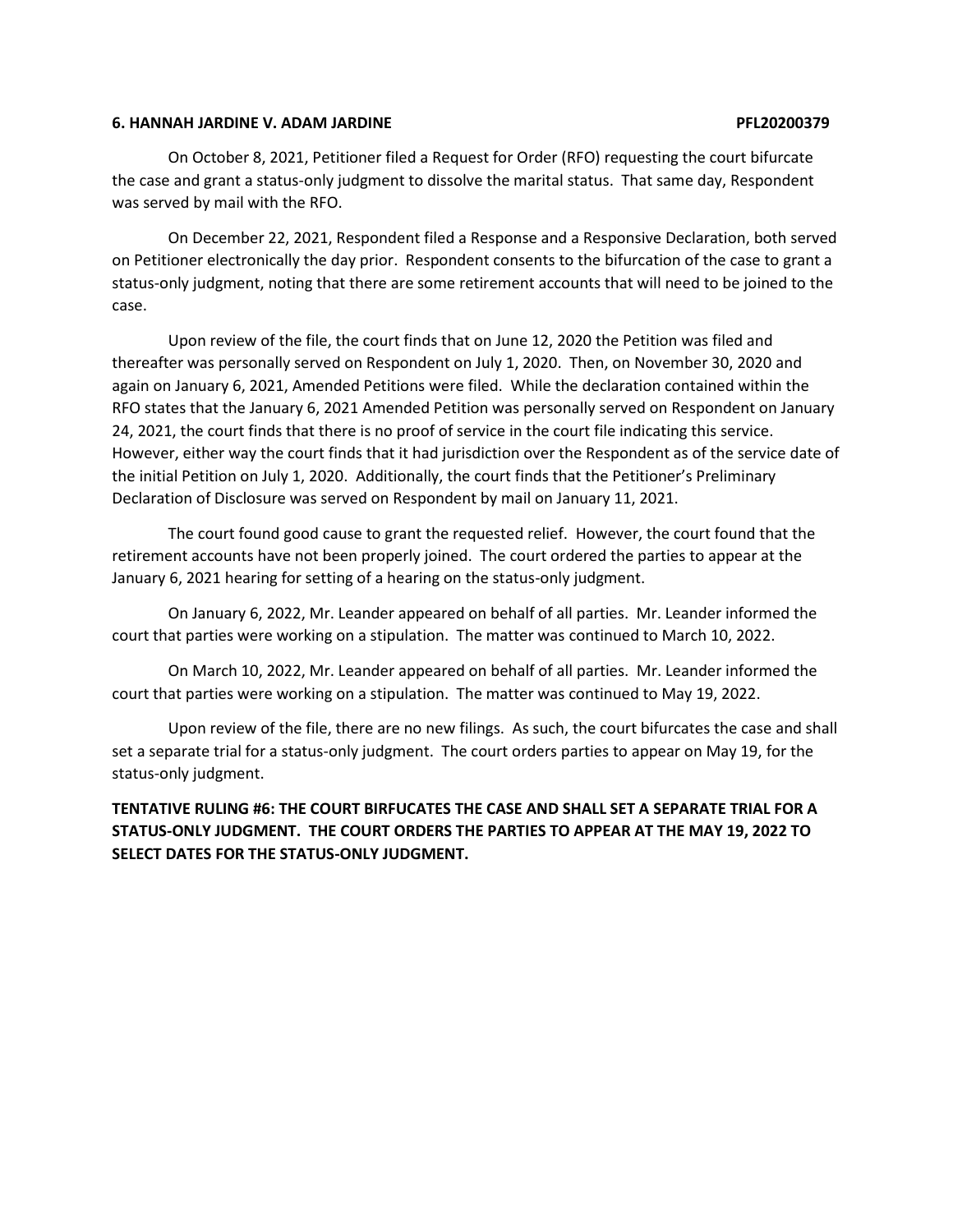**6. HANNAH JARDINE V. ADAM JARDINE PFL20200379**

On October 8, 2021, Petitioner filed a Request for Order (RFO) requesting the court bifurcate the case and grant a status-only judgment to dissolve the marital status. That same day, Respondent was served by mail with the RFO.

On December 22, 2021, Respondent filed a Response and a Responsive Declaration, both served on Petitioner electronically the day prior. Respondent consents to the bifurcation of the case to grant a status-only judgment, noting that there are some retirement accounts that will need to be joined to the case.

Upon review of the file, the court finds that on June 12, 2020 the Petition was filed and thereafter was personally served on Respondent on July 1, 2020. Then, on November 30, 2020 and again on January 6, 2021, Amended Petitions were filed. While the declaration contained within the RFO states that the January 6, 2021 Amended Petition was personally served on Respondent on January 24, 2021, the court finds that there is no proof of service in the court file indicating this service. However, either way the court finds that it had jurisdiction over the Respondent as of the service date of the initial Petition on July 1, 2020. Additionally, the court finds that the Petitioner's Preliminary Declaration of Disclosure was served on Respondent by mail on January 11, 2021.

The court found good cause to grant the requested relief. However, the court found that the retirement accounts have not been properly joined. The court ordered the parties to appear at the January 6, 2021 hearing for setting of a hearing on the status-only judgment.

On January 6, 2022, Mr. Leander appeared on behalf of all parties. Mr. Leander informed the court that parties were working on a stipulation. The matter was continued to March 10, 2022.

On March 10, 2022, Mr. Leander appeared on behalf of all parties. Mr. Leander informed the court that parties were working on a stipulation. The matter was continued to May 19, 2022.

Upon review of the file, there are no new filings. As such, the court bifurcates the case and shall set a separate trial for a status-only judgment. The court orders parties to appear on May 19, for the status-only judgment.

**TENTATIVE RULING #6: THE COURT BIRFUCATES THE CASE AND SHALL SET A SEPARATE TRIAL FOR A STATUS-ONLY JUDGMENT. THE COURT ORDERS THE PARTIES TO APPEAR AT THE MAY 19, 2022 TO SELECT DATES FOR THE STATUS-ONLY JUDGMENT.**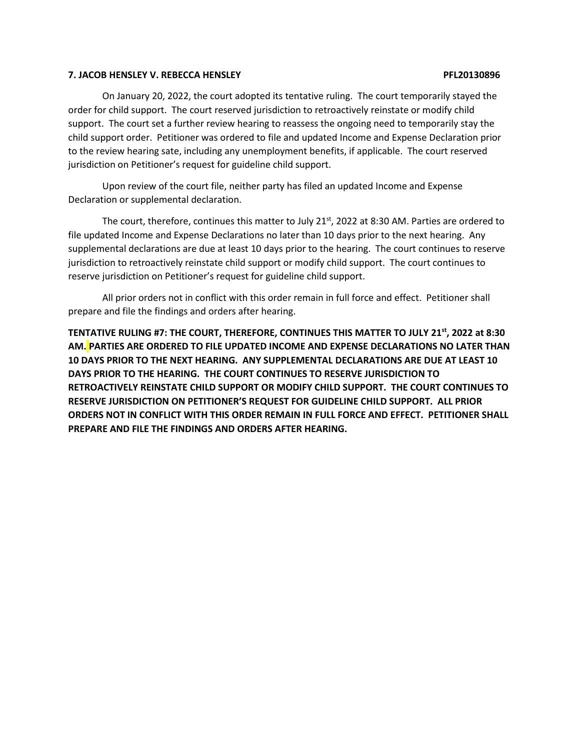**7. JACOB HENSLEY V. REBECCA HENSLEY PFL20130896**

On January 20, 2022, the court adopted its tentative ruling. The court temporarily stayed the order for child support. The court reserved jurisdiction to retroactively reinstate or modify child support. The court set a further review hearing to reassess the ongoing need to temporarily stay the child support order. Petitioner was ordered to file and updated Income and Expense Declaration prior to the review hearing sate, including any unemployment benefits, if applicable. The court reserved jurisdiction on Petitioner's request for guideline child support.

Upon review of the court file, neither party has filed an updated Income and Expense Declaration or supplemental declaration.

The court, therefore, continues this matter to July 21st, 2022 at 8:30 AM. Parties are ordered to file updated Income and Expense Declarations no later than 10 days prior to the next hearing. Any supplemental declarations are due at least 10 days prior to the hearing. The court continues to reserve jurisdiction to retroactively reinstate child support or modify child support. The court continues to reserve jurisdiction on Petitioner's request for guideline child support.

All prior orders not in conflict with this order remain in full force and effect. Petitioner shall prepare and file the findings and orders after hearing.

**TENTATIVE RULING #7: THE COURT, THEREFORE, CONTINUES THIS MATTER TO JULY 21st, 2022 at 8:30 AM. PARTIES ARE ORDERED TO FILE UPDATED INCOME AND EXPENSE DECLARATIONS NO LATER THAN 10 DAYS PRIOR TO THE NEXT HEARING. ANY SUPPLEMENTAL DECLARATIONS ARE DUE AT LEAST 10 DAYS PRIOR TO THE HEARING. THE COURT CONTINUES TO RESERVE JURISDICTION TO RETROACTIVELY REINSTATE CHILD SUPPORT OR MODIFY CHILD SUPPORT. THE COURT CONTINUES TO RESERVE JURISDICTION ON PETITIONER'S REQUEST FOR GUIDELINE CHILD SUPPORT. ALL PRIOR ORDERS NOT IN CONFLICT WITH THIS ORDER REMAIN IN FULL FORCE AND EFFECT. PETITIONER SHALL PREPARE AND FILE THE FINDINGS AND ORDERS AFTER HEARING.**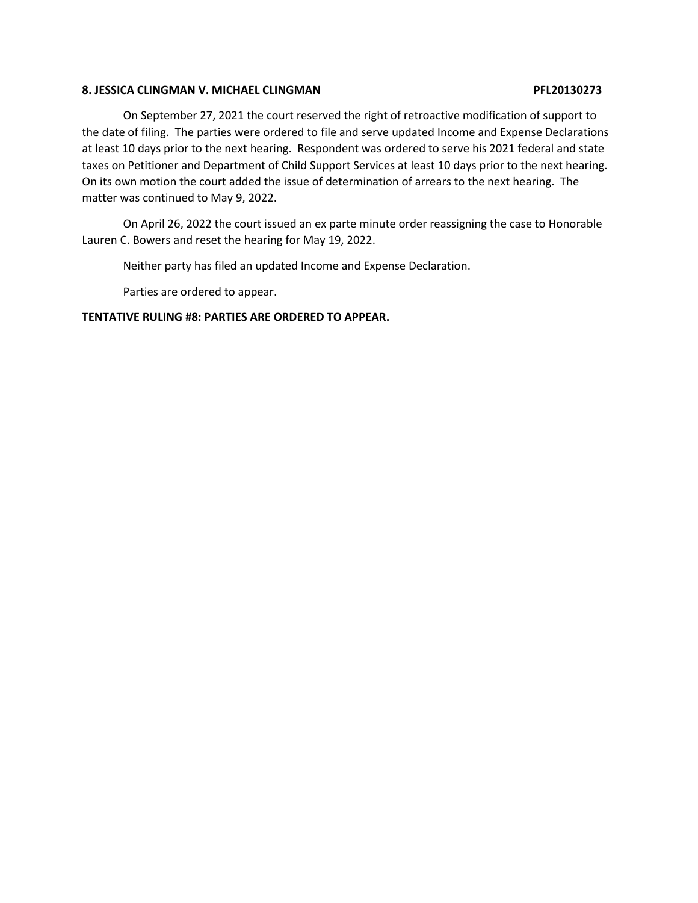**8. JESSICA CLINGMAN V. MICHAEL CLINGMAN PFL20130273**

On September 27, 2021 the court reserved the right of retroactive modification of support to the date of filing. The parties were ordered to file and serve updated Income and Expense Declarations at least 10 days prior to the next hearing. Respondent was ordered to serve his 2021 federal and state taxes on Petitioner and Department of Child Support Services at least 10 days prior to the next hearing. On its own motion the court added the issue of determination of arrears to the next hearing. The matter was continued to May 9, 2022.

On April 26, 2022 the court issued an ex parte minute order reassigning the case to Honorable Lauren C. Bowers and reset the hearing for May 19, 2022.

Neither party has filed an updated Income and Expense Declaration.

Parties are ordered to appear.

**TENTATIVE RULING #8: PARTIES ARE ORDERED TO APPEAR.**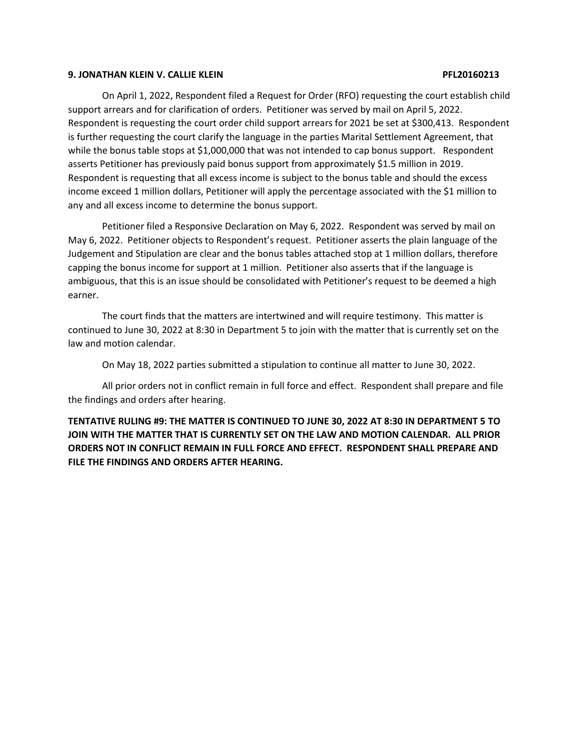**9. JONATHAN KLEIN V. CALLIE KLEIN PFL20160213**

On April 1, 2022, Respondent filed a Request for Order (RFO) requesting the court establish child support arrears and for clarification of orders. Petitioner was served by mail on April 5, 2022. Respondent is requesting the court order child support arrears for 2021 be set at $300,413. Respondent is further requesting the court clarify the language in the parties Marital Settlement Agreement, that while the bonus table stops at $1,000,000 that was not intended to cap bonus support. Respondent asserts Petitioner has previously paid bonus support from approximately $1.5 million in 2019. Respondent is requesting that all excess income is subject to the bonus table and should the excess income exceed 1 million dollars, Petitioner will apply the percentage associated with the $1 million to any and all excess income to determine the bonus support.

Petitioner filed a Responsive Declaration on May 6, 2022. Respondent was served by mail on May 6, 2022. Petitioner objects to Respondent's request. Petitioner asserts the plain language of the Judgement and Stipulation are clear and the bonus tables attached stop at 1 million dollars, therefore capping the bonus income for support at 1 million. Petitioner also asserts that if the language is ambiguous, that this is an issue should be consolidated with Petitioner's request to be deemed a high earner.

The court finds that the matters are intertwined and will require testimony. This matter is continued to June 30, 2022 at 8:30 in Department 5 to join with the matter that is currently set on the law and motion calendar.

On May 18, 2022 parties submitted a stipulation to continue all matter to June 30, 2022.

All prior orders not in conflict remain in full force and effect. Respondent shall prepare and file the findings and orders after hearing.

**TENTATIVE RULING #9: THE MATTER IS CONTINUED TO JUNE 30, 2022 AT 8:30 IN DEPARTMENT 5 TO JOIN WITH THE MATTER THAT IS CURRENTLY SET ON THE LAW AND MOTION CALENDAR. ALL PRIOR ORDERS NOT IN CONFLICT REMAIN IN FULL FORCE AND EFFECT. RESPONDENT SHALL PREPARE AND FILE THE FINDINGS AND ORDERS AFTER HEARING.**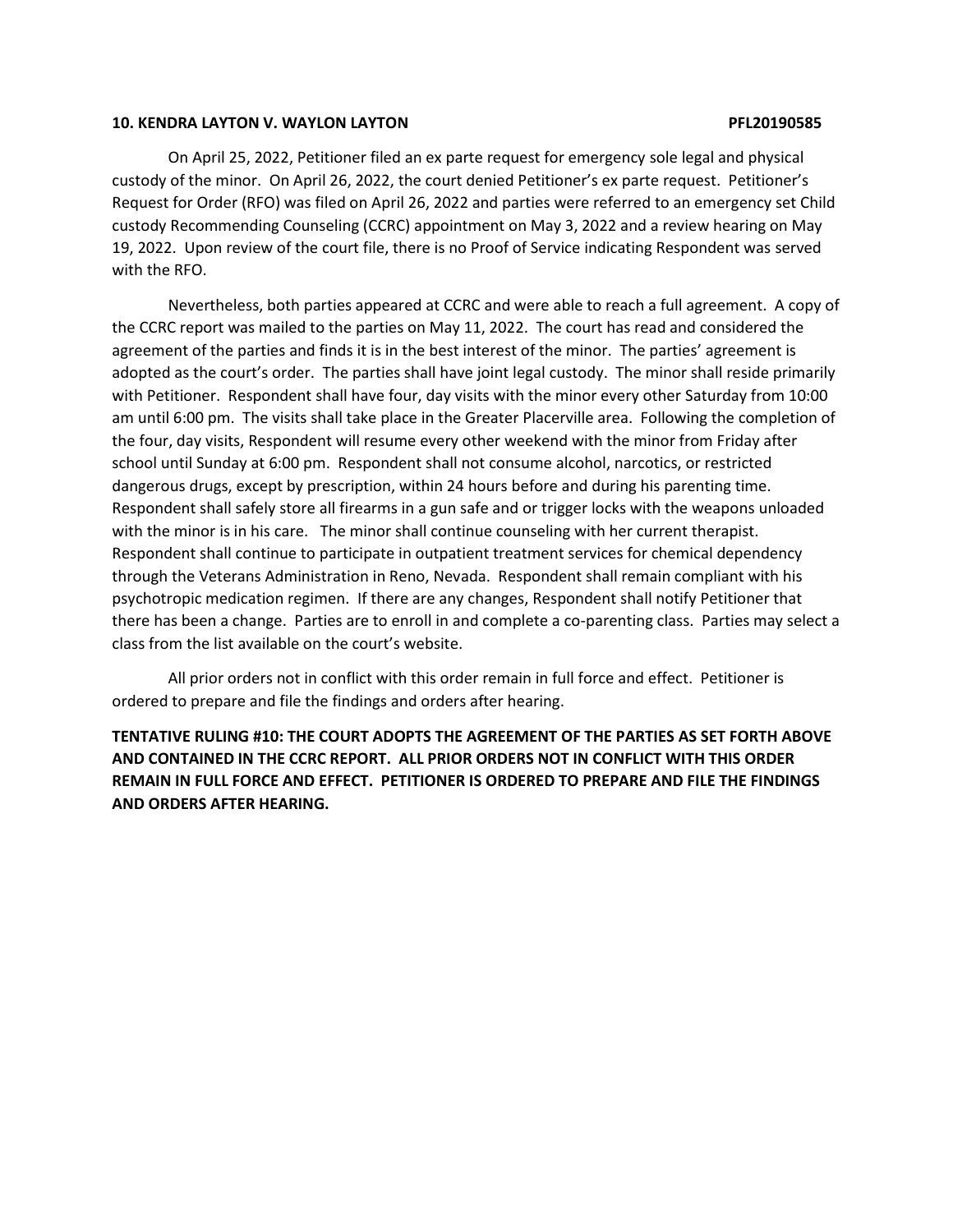**10. KENDRA LAYTON V. WAYLON LAYTON PFL20190585**

On April 25, 2022, Petitioner filed an ex parte request for emergency sole legal and physical custody of the minor. On April 26, 2022, the court denied Petitioner's ex parte request. Petitioner's Request for Order (RFO) was filed on April 26, 2022 and parties were referred to an emergency set Child custody Recommending Counseling (CCRC) appointment on May 3, 2022 and a review hearing on May 19, 2022. Upon review of the court file, there is no Proof of Service indicating Respondent was served with the RFO.

Nevertheless, both parties appeared at CCRC and were able to reach a full agreement. A copy of the CCRC report was mailed to the parties on May 11, 2022. The court has read and considered the agreement of the parties and finds it is in the best interest of the minor. The parties' agreement is adopted as the court's order. The parties shall have joint legal custody. The minor shall reside primarily with Petitioner. Respondent shall have four, day visits with the minor every other Saturday from 10:00 am until 6:00 pm. The visits shall take place in the Greater Placerville area. Following the completion of the four, day visits, Respondent will resume every other weekend with the minor from Friday after school until Sunday at 6:00 pm. Respondent shall not consume alcohol, narcotics, or restricted dangerous drugs, except by prescription, within 24 hours before and during his parenting time. Respondent shall safely store all firearms in a gun safe and or trigger locks with the weapons unloaded with the minor is in his care. The minor shall continue counseling with her current therapist. Respondent shall continue to participate in outpatient treatment services for chemical dependency through the Veterans Administration in Reno, Nevada. Respondent shall remain compliant with his psychotropic medication regimen. If there are any changes, Respondent shall notify Petitioner that there has been a change. Parties are to enroll in and complete a co-parenting class. Parties may select a class from the list available on the court's website.

All prior orders not in conflict with this order remain in full force and effect. Petitioner is ordered to prepare and file the findings and orders after hearing.

**TENTATIVE RULING #10: THE COURT ADOPTS THE AGREEMENT OF THE PARTIES AS SET FORTH ABOVE AND CONTAINED IN THE CCRC REPORT. ALL PRIOR ORDERS NOT IN CONFLICT WITH THIS ORDER REMAIN IN FULL FORCE AND EFFECT. PETITIONER IS ORDERED TO PREPARE AND FILE THE FINDINGS AND ORDERS AFTER HEARING.**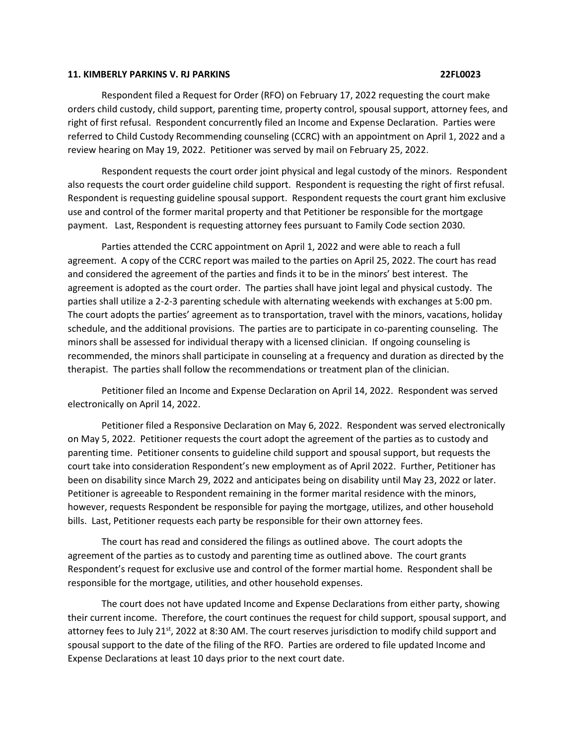**11. KIMBERLY PARKINS V. RJ PARKINS 22FL0023**

Respondent filed a Request for Order (RFO) on February 17, 2022 requesting the court make orders child custody, child support, parenting time, property control, spousal support, attorney fees, and right of first refusal. Respondent concurrently filed an Income and Expense Declaration. Parties were referred to Child Custody Recommending counseling (CCRC) with an appointment on April 1, 2022 and a review hearing on May 19, 2022. Petitioner was served by mail on February 25, 2022.

Respondent requests the court order joint physical and legal custody of the minors. Respondent also requests the court order guideline child support. Respondent is requesting the right of first refusal. Respondent is requesting guideline spousal support. Respondent requests the court grant him exclusive use and control of the former marital property and that Petitioner be responsible for the mortgage payment. Last, Respondent is requesting attorney fees pursuant to Family Code section 2030.

Parties attended the CCRC appointment on April 1, 2022 and were able to reach a full agreement. A copy of the CCRC report was mailed to the parties on April 25, 2022. The court has read and considered the agreement of the parties and finds it to be in the minors' best interest. The agreement is adopted as the court order. The parties shall have joint legal and physical custody. The parties shall utilize a 2-2-3 parenting schedule with alternating weekends with exchanges at 5:00 pm. The court adopts the parties' agreement as to transportation, travel with the minors, vacations, holiday schedule, and the additional provisions. The parties are to participate in co-parenting counseling. The minors shall be assessed for individual therapy with a licensed clinician. If ongoing counseling is recommended, the minors shall participate in counseling at a frequency and duration as directed by the therapist. The parties shall follow the recommendations or treatment plan of the clinician.

Petitioner filed an Income and Expense Declaration on April 14, 2022. Respondent was served electronically on April 14, 2022.

Petitioner filed a Responsive Declaration on May 6, 2022. Respondent was served electronically on May 5, 2022. Petitioner requests the court adopt the agreement of the parties as to custody and parenting time. Petitioner consents to guideline child support and spousal support, but requests the court take into consideration Respondent's new employment as of April 2022. Further, Petitioner has been on disability since March 29, 2022 and anticipates being on disability until May 23, 2022 or later. Petitioner is agreeable to Respondent remaining in the former marital residence with the minors, however, requests Respondent be responsible for paying the mortgage, utilizes, and other household bills. Last, Petitioner requests each party be responsible for their own attorney fees.

The court has read and considered the filings as outlined above. The court adopts the agreement of the parties as to custody and parenting time as outlined above. The court grants Respondent's request for exclusive use and control of the former martial home. Respondent shall be responsible for the mortgage, utilities, and other household expenses.

The court does not have updated Income and Expense Declarations from either party, showing their current income. Therefore, the court continues the request for child support, spousal support, and attorney fees to July 21st, 2022 at 8:30 AM. The court reserves jurisdiction to modify child support and spousal support to the date of the filing of the RFO. Parties are ordered to file updated Income and Expense Declarations at least 10 days prior to the next court date.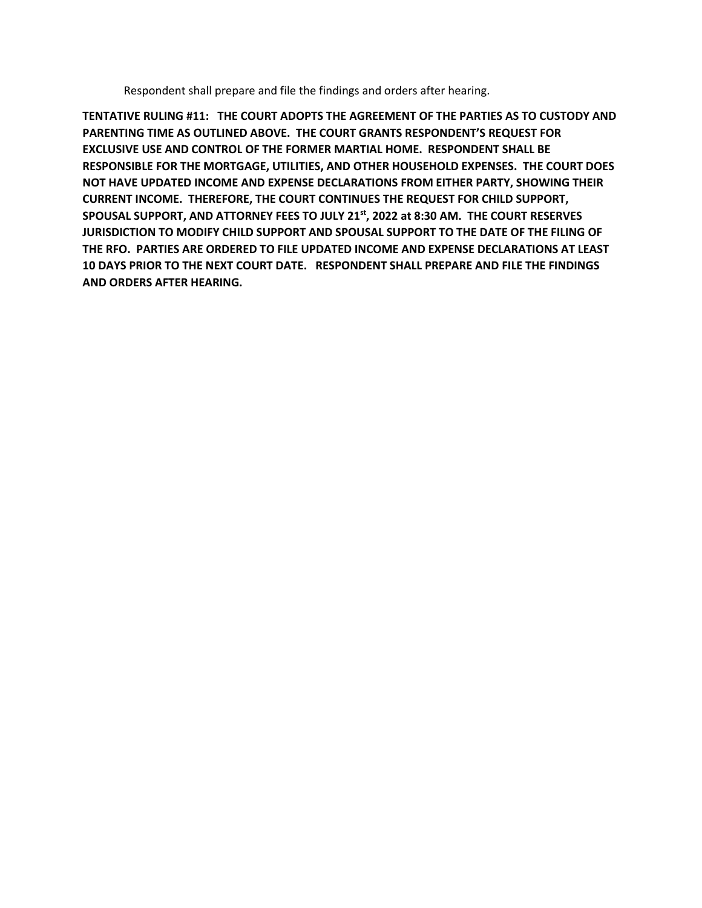Respondent shall prepare and file the findings and orders after hearing.

**TENTATIVE RULING #11: THE COURT ADOPTS THE AGREEMENT OF THE PARTIES AS TO CUSTODY AND PARENTING TIME AS OUTLINED ABOVE. THE COURT GRANTS RESPONDENT'S REQUEST FOR EXCLUSIVE USE AND CONTROL OF THE FORMER MARTIAL HOME. RESPONDENT SHALL BE RESPONSIBLE FOR THE MORTGAGE, UTILITIES, AND OTHER HOUSEHOLD EXPENSES. THE COURT DOES NOT HAVE UPDATED INCOME AND EXPENSE DECLARATIONS FROM EITHER PARTY, SHOWING THEIR CURRENT INCOME. THEREFORE, THE COURT CONTINUES THE REQUEST FOR CHILD SUPPORT, SPOUSAL SUPPORT, AND ATTORNEY FEES TO JULY 21st, 2022 at 8:30 AM. THE COURT RESERVES JURISDICTION TO MODIFY CHILD SUPPORT AND SPOUSAL SUPPORT TO THE DATE OF THE FILING OF THE RFO. PARTIES ARE ORDERED TO FILE UPDATED INCOME AND EXPENSE DECLARATIONS AT LEAST 10 DAYS PRIOR TO THE NEXT COURT DATE. RESPONDENT SHALL PREPARE AND FILE THE FINDINGS AND ORDERS AFTER HEARING.**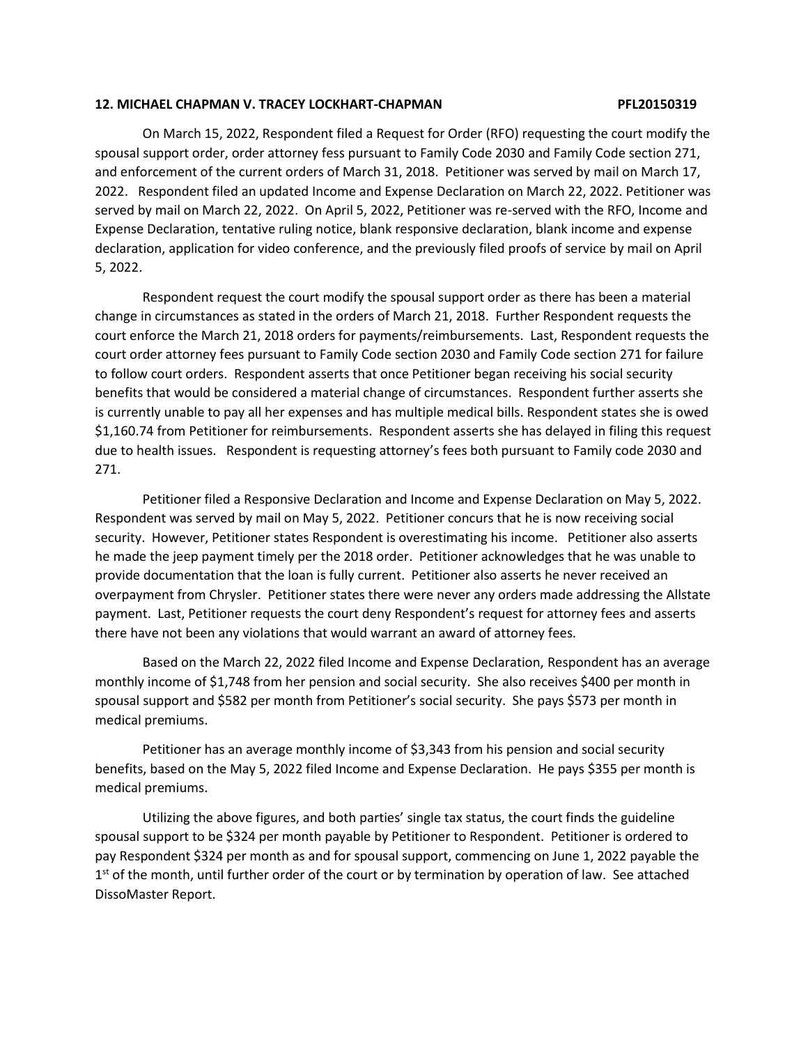**12. MICHAEL CHAPMAN V. TRACEY LOCKHART-CHAPMAN PFL20150319**

On March 15, 2022, Respondent filed a Request for Order (RFO) requesting the court modify the spousal support order, order attorney fess pursuant to Family Code 2030 and Family Code section 271, and enforcement of the current orders of March 31, 2018. Petitioner was served by mail on March 17, 2022. Respondent filed an updated Income and Expense Declaration on March 22, 2022. Petitioner was served by mail on March 22, 2022. On April 5, 2022, Petitioner was re-served with the RFO, Income and Expense Declaration, tentative ruling notice, blank responsive declaration, blank income and expense declaration, application for video conference, and the previously filed proofs of service by mail on April 5, 2022.

Respondent request the court modify the spousal support order as there has been a material change in circumstances as stated in the orders of March 21, 2018. Further Respondent requests the court enforce the March 21, 2018 orders for payments/reimbursements. Last, Respondent requests the court order attorney fees pursuant to Family Code section 2030 and Family Code section 271 for failure to follow court orders. Respondent asserts that once Petitioner began receiving his social security benefits that would be considered a material change of circumstances. Respondent further asserts she is currently unable to pay all her expenses and has multiple medical bills. Respondent states she is owed $1,160.74 from Petitioner for reimbursements. Respondent asserts she has delayed in filing this request due to health issues. Respondent is requesting attorney's fees both pursuant to Family code 2030 and 271.

Petitioner filed a Responsive Declaration and Income and Expense Declaration on May 5, 2022. Respondent was served by mail on May 5, 2022. Petitioner concurs that he is now receiving social security. However, Petitioner states Respondent is overestimating his income. Petitioner also asserts he made the jeep payment timely per the 2018 order. Petitioner acknowledges that he was unable to provide documentation that the loan is fully current. Petitioner also asserts he never received an overpayment from Chrysler. Petitioner states there were never any orders made addressing the Allstate payment. Last, Petitioner requests the court deny Respondent's request for attorney fees and asserts there have not been any violations that would warrant an award of attorney fees.

Based on the March 22, 2022 filed Income and Expense Declaration, Respondent has an average monthly income of $1,748 from her pension and social security. She also receives $400 per month in spousal support and $582 per month from Petitioner's social security. She pays $573 per month in medical premiums.

Petitioner has an average monthly income of $3,343 from his pension and social security benefits, based on the May 5, 2022 filed Income and Expense Declaration. He pays $355 per month is medical premiums.

Utilizing the above figures, and both parties' single tax status, the court finds the guideline spousal support to be $324 per month payable by Petitioner to Respondent. Petitioner is ordered to pay Respondent $324 per month as and for spousal support, commencing on June 1, 2022 payable the 1st of the month, until further order of the court or by termination by operation of law. See attached DissoMaster Report.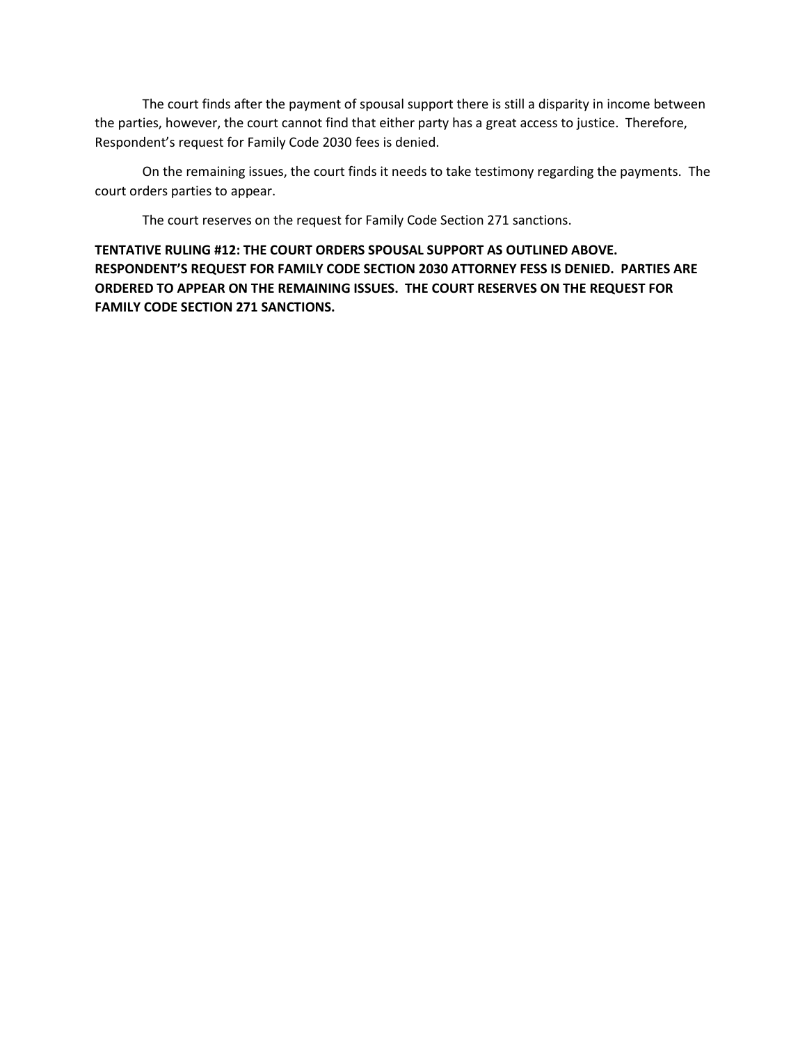The court finds after the payment of spousal support there is still a disparity in income between the parties, however, the court cannot find that either party has a great access to justice. Therefore, Respondent's request for Family Code 2030 fees is denied.

On the remaining issues, the court finds it needs to take testimony regarding the payments. The court orders parties to appear.

The court reserves on the request for Family Code Section 271 sanctions.

**TENTATIVE RULING #12: THE COURT ORDERS SPOUSAL SUPPORT AS OUTLINED ABOVE. RESPONDENT'S REQUEST FOR FAMILY CODE SECTION 2030 ATTORNEY FESS IS DENIED. PARTIES ARE ORDERED TO APPEAR ON THE REMAINING ISSUES. THE COURT RESERVES ON THE REQUEST FOR FAMILY CODE SECTION 271 SANCTIONS.**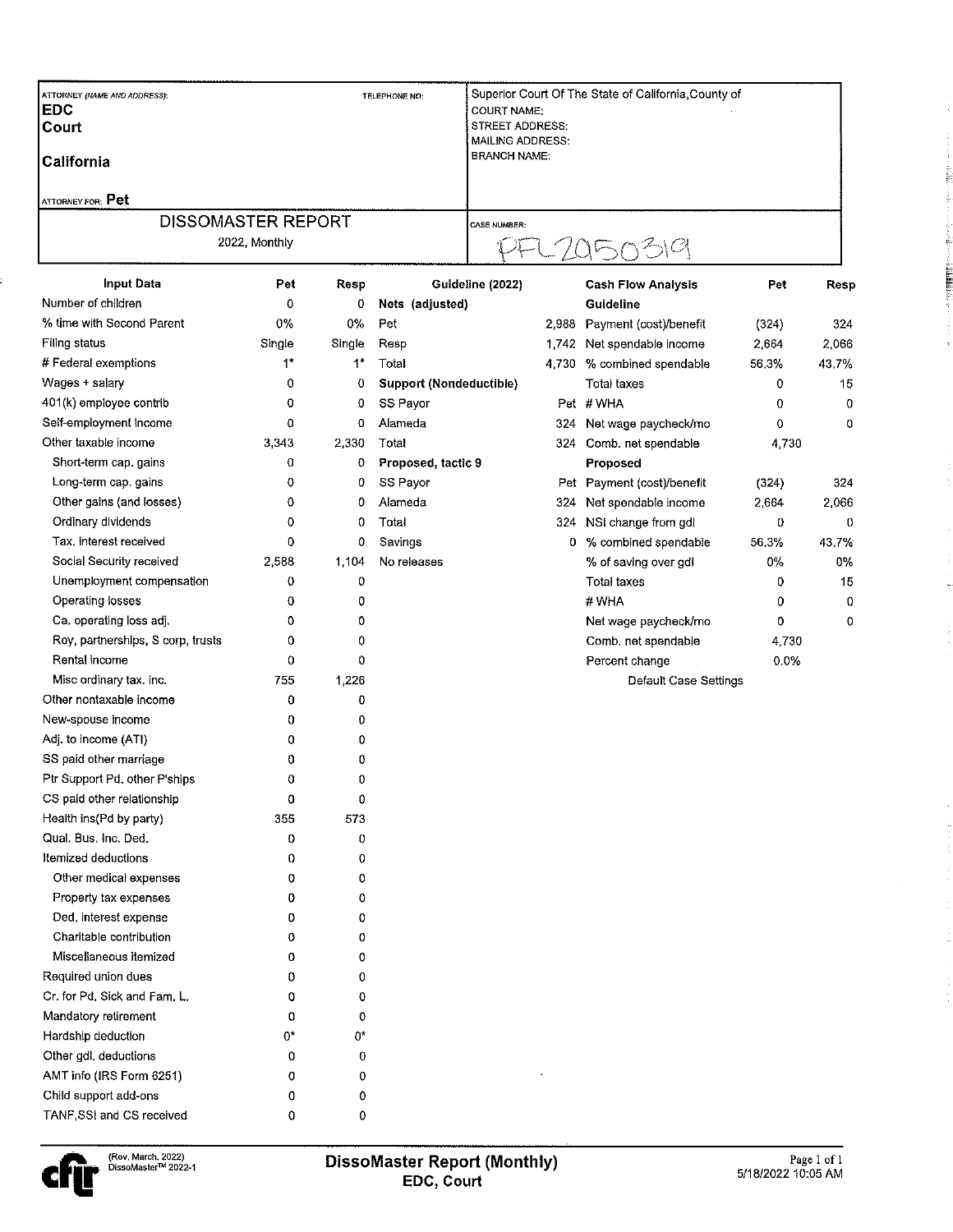| ATTORNEY (NAME AND ADDRESS): | TELEPHONE NO: | Superior Court Of The State of California, County of |
|---|---|---|
| **EDC** | | COURT NAME: |
| **Court** | | STREET ADDRESS: |
| | | MAILING ADDRESS: |
| **California** | | BRANCH NAME: |
| ATTORNEY FOR: **Pet** | | |

| DISSOMASTER REPORT | CASE NUMBER: |
|---|---|
| 2022, Monthly | PFL20250319 |

| Input Data | Pet | Resp |
|---|---|---|
| Number of children | 0 | 0 |
| % time with Second Parent | 0% | 0% |
| Filing status | Single | Single |
| # Federal exemptions | 1* | 1* |
| Wages + salary | 0 | 0 |
| 401(k) employee contrib | 0 | 0 |
| Self-employment income | 0 | 0 |
| Other taxable income | 3,343 | 2,330 |
| Short-term cap. gains | 0 | 0 |
| Long-term cap. gains | 0 | 0 |
| Other gains (and losses) | 0 | 0 |
| Ordinary dividends | 0 | 0 |
| Tax. interest received | 0 | 0 |
| Social Security received | 2,588 | 1,104 |
| Unemployment compensation | 0 | 0 |
| Operating losses | 0 | 0 |
| Ca. operating loss adj. | 0 | 0 |
| Roy, partnerships, S corp, trusts | 0 | 0 |
| Rental income | 0 | 0 |
| Misc ordinary tax. inc. | 755 | 1,226 |
| Other nontaxable income | 0 | 0 |
| New-spouse income | 0 | 0 |
| Adj. to income (ATI) | 0 | 0 |
| SS paid other marriage | 0 | 0 |
| Ptr Support Pd. other P'ships | 0 | 0 |
| CS paid other relationship | 0 | 0 |
| Health ins(Pd by party) | 355 | 573 |
| Qual. Bus. Inc. Ded. | 0 | 0 |
| Itemized deductions | 0 | 0 |
| Other medical expenses | 0 | 0 |
| Property tax expenses | 0 | 0 |
| Ded. interest expense | 0 | 0 |
| Charitable contribution | 0 | 0 |
| Miscellaneous itemized | 0 | 0 |
| Required union dues | 0 | 0 |
| Cr. for Pd. Sick and Fam. L. | 0 | 0 |
| Mandatory retirement | 0 | 0 |
| Hardship deduction | 0* | 0* |
| Other gdl. deductions | 0 | 0 |
| AMT info (IRS Form 6251) | 0 | 0 |
| Child support add-ons | 0 | 0 |
| TANF,SSI and CS received | 0 | 0 |

| Guideline (2022) | |
|---|---|
| **Nets (adjusted)** | |
| Pet | 2,988 |
| Resp | 1,742 |
| Total | 4,730 |
| **Support (Nondeductible)** | |
| SS Payor | Pet |
| Alameda | 324 |
| Total | 324 |
| **Proposed, tactic 9** | |
| SS Payor | Pet |
| Alameda | 324 |
| Total | 324 |
| Savings | 0 |
| No releases | |

| Cash Flow Analysis | Pet | Resp |
|---|---|---|
| **Guideline** | | |
| Payment (cost)/benefit | (324) | 324 |
| Net spendable income | 2,664 | 2,066 |
| % combined spendable | 56.3% | 43.7% |
| Total taxes | 0 | 15 |
| # WHA | 0 | 0 |
| Net wage paycheck/mo | 0 | 0 |
| Comb. net spendable | 4,730 | |
| **Proposed** | | |
| Payment (cost)/benefit | (324) | 324 |
| Net spendable income | 2,664 | 2,066 |
| NSI change from gdl | 0 | 0 |
| % combined spendable | 56.3% | 43.7% |
| % of saving over gdl | 0% | 0% |
| Total taxes | 0 | 15 |
| # WHA | 0 | 0 |
| Net wage paycheck/mo | 0 | 0 |
| Comb. net spendable | 4,730 | |
| Percent change | 0.0% | |

Default Case Settings

(Rev. March, 2022) DissoMaster™ 2022-1

**DissoMaster Report (Monthly)**
**EDC, Court**

5/18/2022 10:05 AM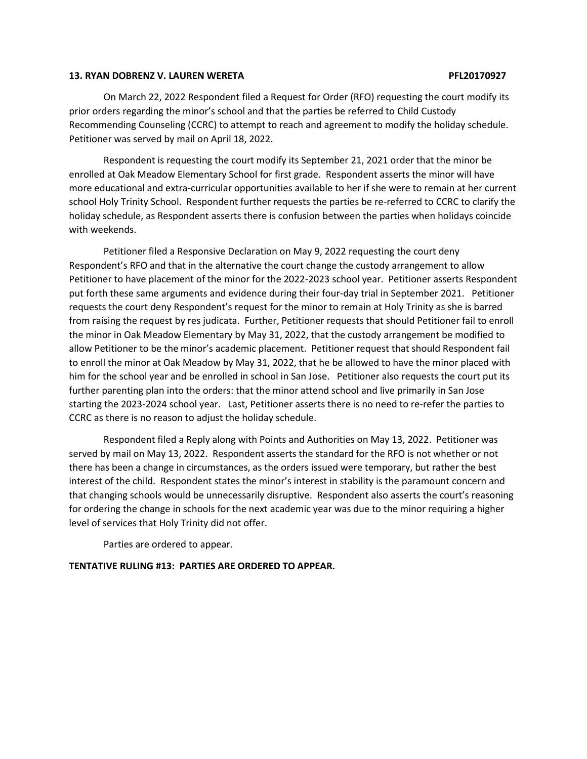**13. RYAN DOBRENZ V. LAUREN WERETA PFL20170927**

On March 22, 2022 Respondent filed a Request for Order (RFO) requesting the court modify its prior orders regarding the minor's school and that the parties be referred to Child Custody Recommending Counseling (CCRC) to attempt to reach and agreement to modify the holiday schedule. Petitioner was served by mail on April 18, 2022.

Respondent is requesting the court modify its September 21, 2021 order that the minor be enrolled at Oak Meadow Elementary School for first grade. Respondent asserts the minor will have more educational and extra-curricular opportunities available to her if she were to remain at her current school Holy Trinity School. Respondent further requests the parties be re-referred to CCRC to clarify the holiday schedule, as Respondent asserts there is confusion between the parties when holidays coincide with weekends.

Petitioner filed a Responsive Declaration on May 9, 2022 requesting the court deny Respondent's RFO and that in the alternative the court change the custody arrangement to allow Petitioner to have placement of the minor for the 2022-2023 school year. Petitioner asserts Respondent put forth these same arguments and evidence during their four-day trial in September 2021. Petitioner requests the court deny Respondent's request for the minor to remain at Holy Trinity as she is barred from raising the request by res judicata. Further, Petitioner requests that should Petitioner fail to enroll the minor in Oak Meadow Elementary by May 31, 2022, that the custody arrangement be modified to allow Petitioner to be the minor's academic placement. Petitioner request that should Respondent fail to enroll the minor at Oak Meadow by May 31, 2022, that he be allowed to have the minor placed with him for the school year and be enrolled in school in San Jose. Petitioner also requests the court put its further parenting plan into the orders: that the minor attend school and live primarily in San Jose starting the 2023-2024 school year. Last, Petitioner asserts there is no need to re-refer the parties to CCRC as there is no reason to adjust the holiday schedule.

Respondent filed a Reply along with Points and Authorities on May 13, 2022. Petitioner was served by mail on May 13, 2022. Respondent asserts the standard for the RFO is not whether or not there has been a change in circumstances, as the orders issued were temporary, but rather the best interest of the child. Respondent states the minor's interest in stability is the paramount concern and that changing schools would be unnecessarily disruptive. Respondent also asserts the court's reasoning for ordering the change in schools for the next academic year was due to the minor requiring a higher level of services that Holy Trinity did not offer.

Parties are ordered to appear.

**TENTATIVE RULING #13: PARTIES ARE ORDERED TO APPEAR.**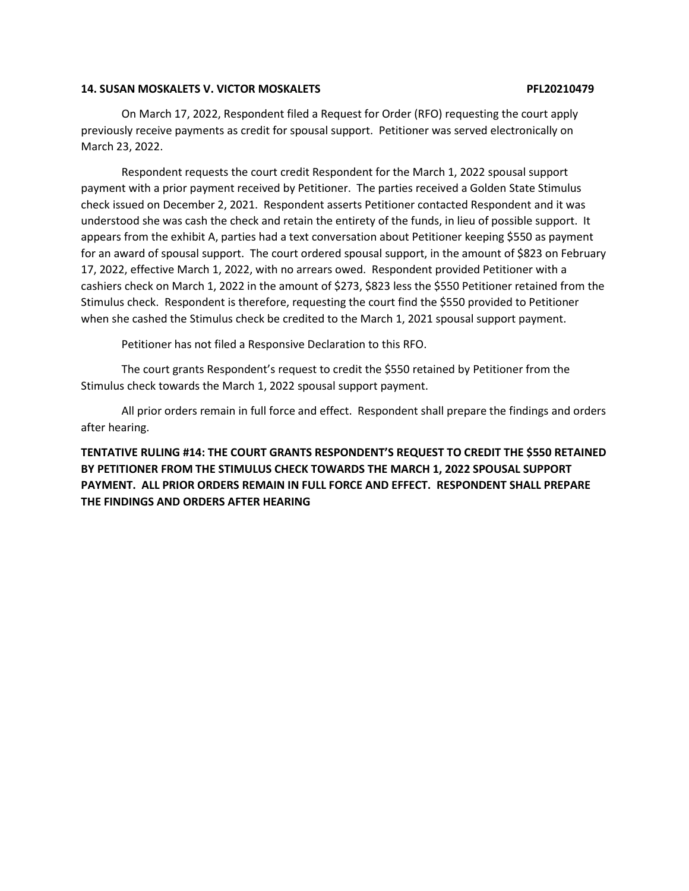**14. SUSAN MOSKALETS V. VICTOR MOSKALETS PFL20210479**

On March 17, 2022, Respondent filed a Request for Order (RFO) requesting the court apply previously receive payments as credit for spousal support. Petitioner was served electronically on March 23, 2022.

Respondent requests the court credit Respondent for the March 1, 2022 spousal support payment with a prior payment received by Petitioner. The parties received a Golden State Stimulus check issued on December 2, 2021. Respondent asserts Petitioner contacted Respondent and it was understood she was cash the check and retain the entirety of the funds, in lieu of possible support. It appears from the exhibit A, parties had a text conversation about Petitioner keeping $550 as payment for an award of spousal support. The court ordered spousal support, in the amount of $823 on February 17, 2022, effective March 1, 2022, with no arrears owed. Respondent provided Petitioner with a cashiers check on March 1, 2022 in the amount of $273, $823 less the $550 Petitioner retained from the Stimulus check. Respondent is therefore, requesting the court find the $550 provided to Petitioner when she cashed the Stimulus check be credited to the March 1, 2021 spousal support payment.

Petitioner has not filed a Responsive Declaration to this RFO.

The court grants Respondent's request to credit the $550 retained by Petitioner from the Stimulus check towards the March 1, 2022 spousal support payment.

All prior orders remain in full force and effect. Respondent shall prepare the findings and orders after hearing.

**TENTATIVE RULING #14: THE COURT GRANTS RESPONDENT'S REQUEST TO CREDIT THE $550 RETAINED BY PETITIONER FROM THE STIMULUS CHECK TOWARDS THE MARCH 1, 2022 SPOUSAL SUPPORT PAYMENT. ALL PRIOR ORDERS REMAIN IN FULL FORCE AND EFFECT. RESPONDENT SHALL PREPARE THE FINDINGS AND ORDERS AFTER HEARING**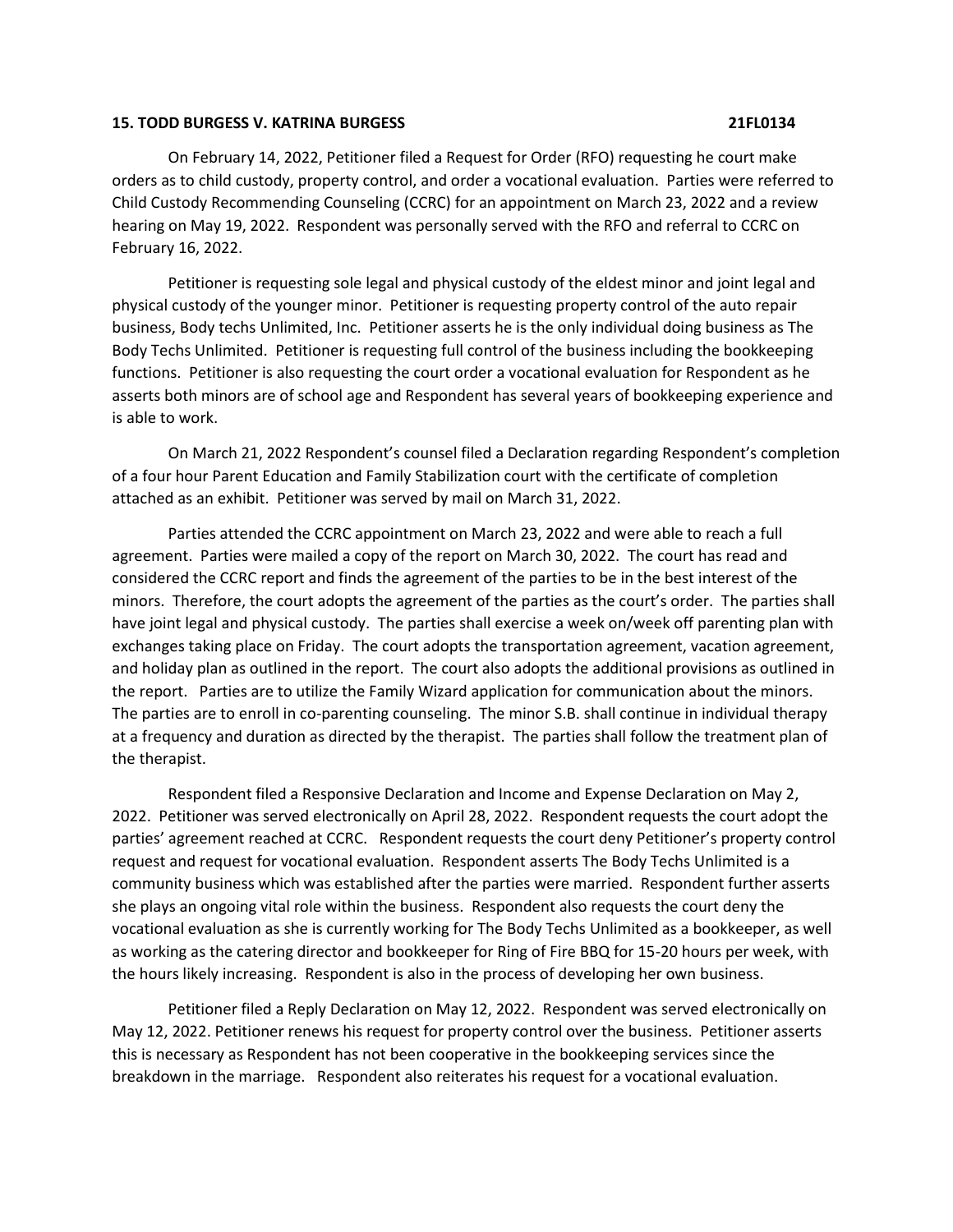**15. TODD BURGESS V. KATRINA BURGESS 21FL0134**

On February 14, 2022, Petitioner filed a Request for Order (RFO) requesting he court make orders as to child custody, property control, and order a vocational evaluation. Parties were referred to Child Custody Recommending Counseling (CCRC) for an appointment on March 23, 2022 and a review hearing on May 19, 2022. Respondent was personally served with the RFO and referral to CCRC on February 16, 2022.

Petitioner is requesting sole legal and physical custody of the eldest minor and joint legal and physical custody of the younger minor. Petitioner is requesting property control of the auto repair business, Body techs Unlimited, Inc. Petitioner asserts he is the only individual doing business as The Body Techs Unlimited. Petitioner is requesting full control of the business including the bookkeeping functions. Petitioner is also requesting the court order a vocational evaluation for Respondent as he asserts both minors are of school age and Respondent has several years of bookkeeping experience and is able to work.

On March 21, 2022 Respondent's counsel filed a Declaration regarding Respondent's completion of a four hour Parent Education and Family Stabilization court with the certificate of completion attached as an exhibit. Petitioner was served by mail on March 31, 2022.

Parties attended the CCRC appointment on March 23, 2022 and were able to reach a full agreement. Parties were mailed a copy of the report on March 30, 2022. The court has read and considered the CCRC report and finds the agreement of the parties to be in the best interest of the minors. Therefore, the court adopts the agreement of the parties as the court's order. The parties shall have joint legal and physical custody. The parties shall exercise a week on/week off parenting plan with exchanges taking place on Friday. The court adopts the transportation agreement, vacation agreement, and holiday plan as outlined in the report. The court also adopts the additional provisions as outlined in the report. Parties are to utilize the Family Wizard application for communication about the minors. The parties are to enroll in co-parenting counseling. The minor S.B. shall continue in individual therapy at a frequency and duration as directed by the therapist. The parties shall follow the treatment plan of the therapist.

Respondent filed a Responsive Declaration and Income and Expense Declaration on May 2, 2022. Petitioner was served electronically on April 28, 2022. Respondent requests the court adopt the parties' agreement reached at CCRC. Respondent requests the court deny Petitioner's property control request and request for vocational evaluation. Respondent asserts The Body Techs Unlimited is a community business which was established after the parties were married. Respondent further asserts she plays an ongoing vital role within the business. Respondent also requests the court deny the vocational evaluation as she is currently working for The Body Techs Unlimited as a bookkeeper, as well as working as the catering director and bookkeeper for Ring of Fire BBQ for 15-20 hours per week, with the hours likely increasing. Respondent is also in the process of developing her own business.

Petitioner filed a Reply Declaration on May 12, 2022. Respondent was served electronically on May 12, 2022. Petitioner renews his request for property control over the business. Petitioner asserts this is necessary as Respondent has not been cooperative in the bookkeeping services since the breakdown in the marriage. Respondent also reiterates his request for a vocational evaluation.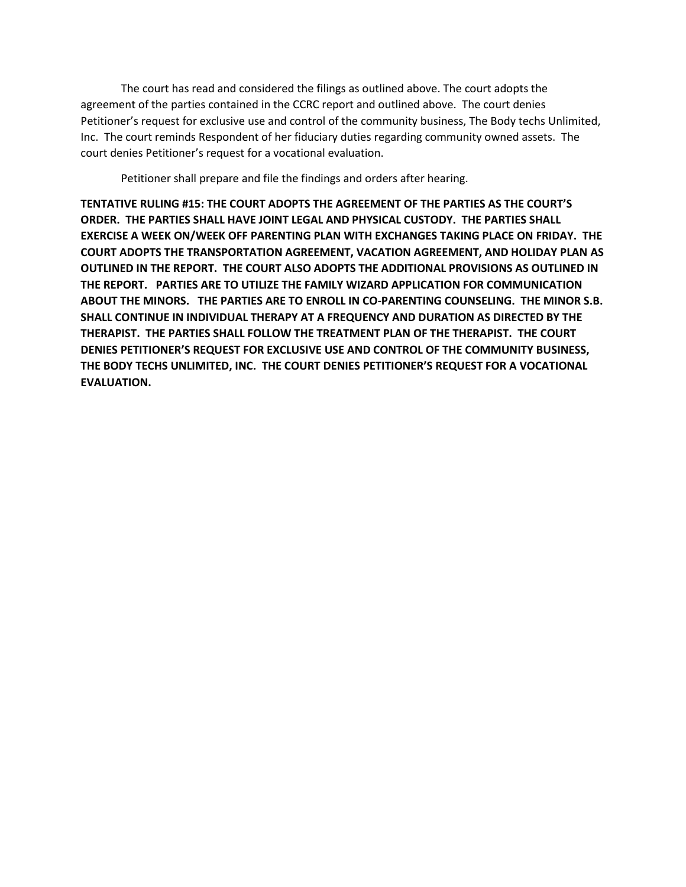The court has read and considered the filings as outlined above. The court adopts the agreement of the parties contained in the CCRC report and outlined above. The court denies Petitioner's request for exclusive use and control of the community business, The Body techs Unlimited, Inc. The court reminds Respondent of her fiduciary duties regarding community owned assets. The court denies Petitioner's request for a vocational evaluation.

Petitioner shall prepare and file the findings and orders after hearing.

**TENTATIVE RULING #15: THE COURT ADOPTS THE AGREEMENT OF THE PARTIES AS THE COURT'S ORDER. THE PARTIES SHALL HAVE JOINT LEGAL AND PHYSICAL CUSTODY. THE PARTIES SHALL EXERCISE A WEEK ON/WEEK OFF PARENTING PLAN WITH EXCHANGES TAKING PLACE ON FRIDAY. THE COURT ADOPTS THE TRANSPORTATION AGREEMENT, VACATION AGREEMENT, AND HOLIDAY PLAN AS OUTLINED IN THE REPORT. THE COURT ALSO ADOPTS THE ADDITIONAL PROVISIONS AS OUTLINED IN THE REPORT. PARTIES ARE TO UTILIZE THE FAMILY WIZARD APPLICATION FOR COMMUNICATION ABOUT THE MINORS. THE PARTIES ARE TO ENROLL IN CO-PARENTING COUNSELING. THE MINOR S.B. SHALL CONTINUE IN INDIVIDUAL THERAPY AT A FREQUENCY AND DURATION AS DIRECTED BY THE THERAPIST. THE PARTIES SHALL FOLLOW THE TREATMENT PLAN OF THE THERAPIST. THE COURT DENIES PETITIONER'S REQUEST FOR EXCLUSIVE USE AND CONTROL OF THE COMMUNITY BUSINESS, THE BODY TECHS UNLIMITED, INC. THE COURT DENIES PETITIONER'S REQUEST FOR A VOCATIONAL EVALUATION.**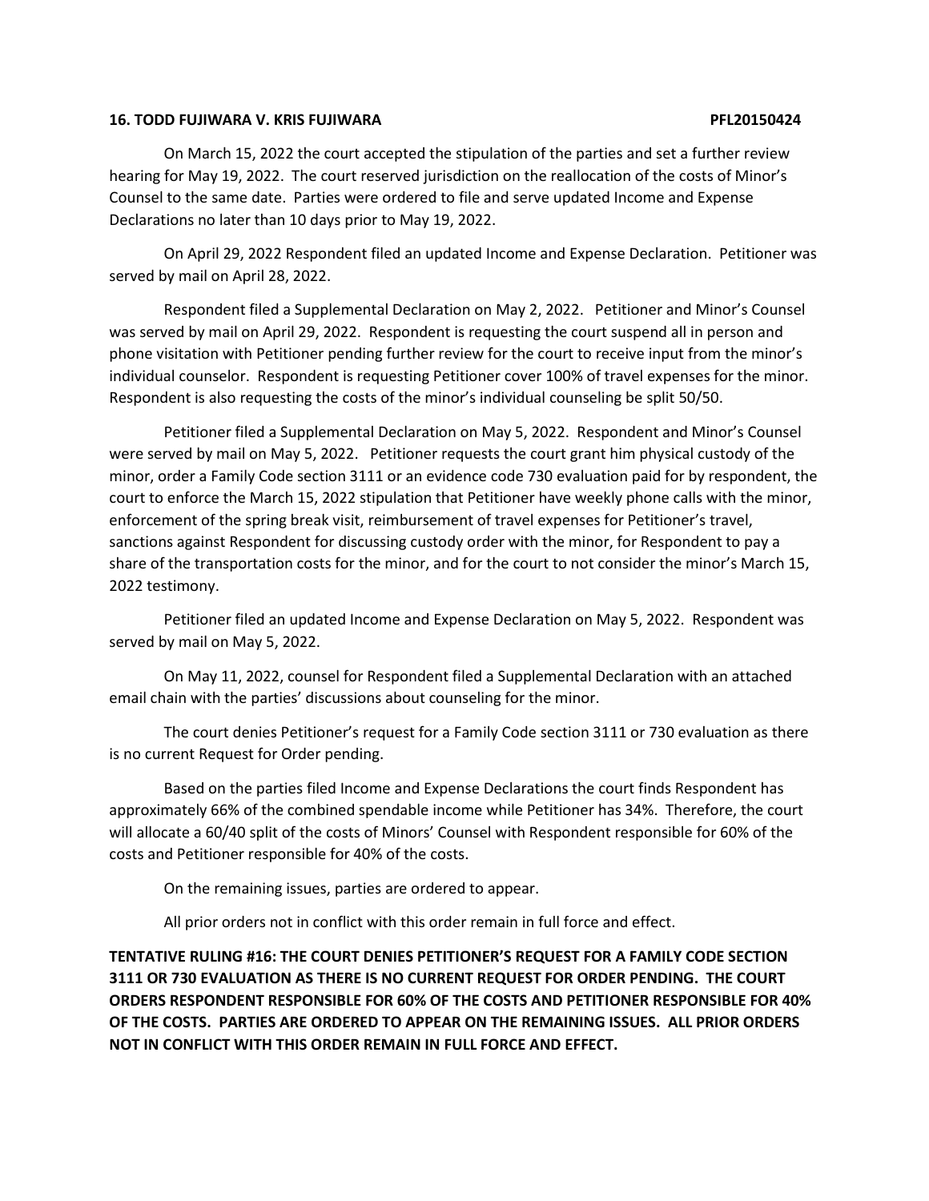**16. TODD FUJIWARA V. KRIS FUJIWARA PFL20150424**

On March 15, 2022 the court accepted the stipulation of the parties and set a further review hearing for May 19, 2022. The court reserved jurisdiction on the reallocation of the costs of Minor's Counsel to the same date. Parties were ordered to file and serve updated Income and Expense Declarations no later than 10 days prior to May 19, 2022.

On April 29, 2022 Respondent filed an updated Income and Expense Declaration. Petitioner was served by mail on April 28, 2022.

Respondent filed a Supplemental Declaration on May 2, 2022. Petitioner and Minor's Counsel was served by mail on April 29, 2022. Respondent is requesting the court suspend all in person and phone visitation with Petitioner pending further review for the court to receive input from the minor's individual counselor. Respondent is requesting Petitioner cover 100% of travel expenses for the minor. Respondent is also requesting the costs of the minor's individual counseling be split 50/50.

Petitioner filed a Supplemental Declaration on May 5, 2022. Respondent and Minor's Counsel were served by mail on May 5, 2022. Petitioner requests the court grant him physical custody of the minor, order a Family Code section 3111 or an evidence code 730 evaluation paid for by respondent, the court to enforce the March 15, 2022 stipulation that Petitioner have weekly phone calls with the minor, enforcement of the spring break visit, reimbursement of travel expenses for Petitioner's travel, sanctions against Respondent for discussing custody order with the minor, for Respondent to pay a share of the transportation costs for the minor, and for the court to not consider the minor's March 15, 2022 testimony.

Petitioner filed an updated Income and Expense Declaration on May 5, 2022. Respondent was served by mail on May 5, 2022.

On May 11, 2022, counsel for Respondent filed a Supplemental Declaration with an attached email chain with the parties' discussions about counseling for the minor.

The court denies Petitioner's request for a Family Code section 3111 or 730 evaluation as there is no current Request for Order pending.

Based on the parties filed Income and Expense Declarations the court finds Respondent has approximately 66% of the combined spendable income while Petitioner has 34%. Therefore, the court will allocate a 60/40 split of the costs of Minors' Counsel with Respondent responsible for 60% of the costs and Petitioner responsible for 40% of the costs.

On the remaining issues, parties are ordered to appear.

All prior orders not in conflict with this order remain in full force and effect.

**TENTATIVE RULING #16: THE COURT DENIES PETITIONER'S REQUEST FOR A FAMILY CODE SECTION 3111 OR 730 EVALUATION AS THERE IS NO CURRENT REQUEST FOR ORDER PENDING. THE COURT ORDERS RESPONDENT RESPONSIBLE FOR 60% OF THE COSTS AND PETITIONER RESPONSIBLE FOR 40% OF THE COSTS. PARTIES ARE ORDERED TO APPEAR ON THE REMAINING ISSUES. ALL PRIOR ORDERS NOT IN CONFLICT WITH THIS ORDER REMAIN IN FULL FORCE AND EFFECT.**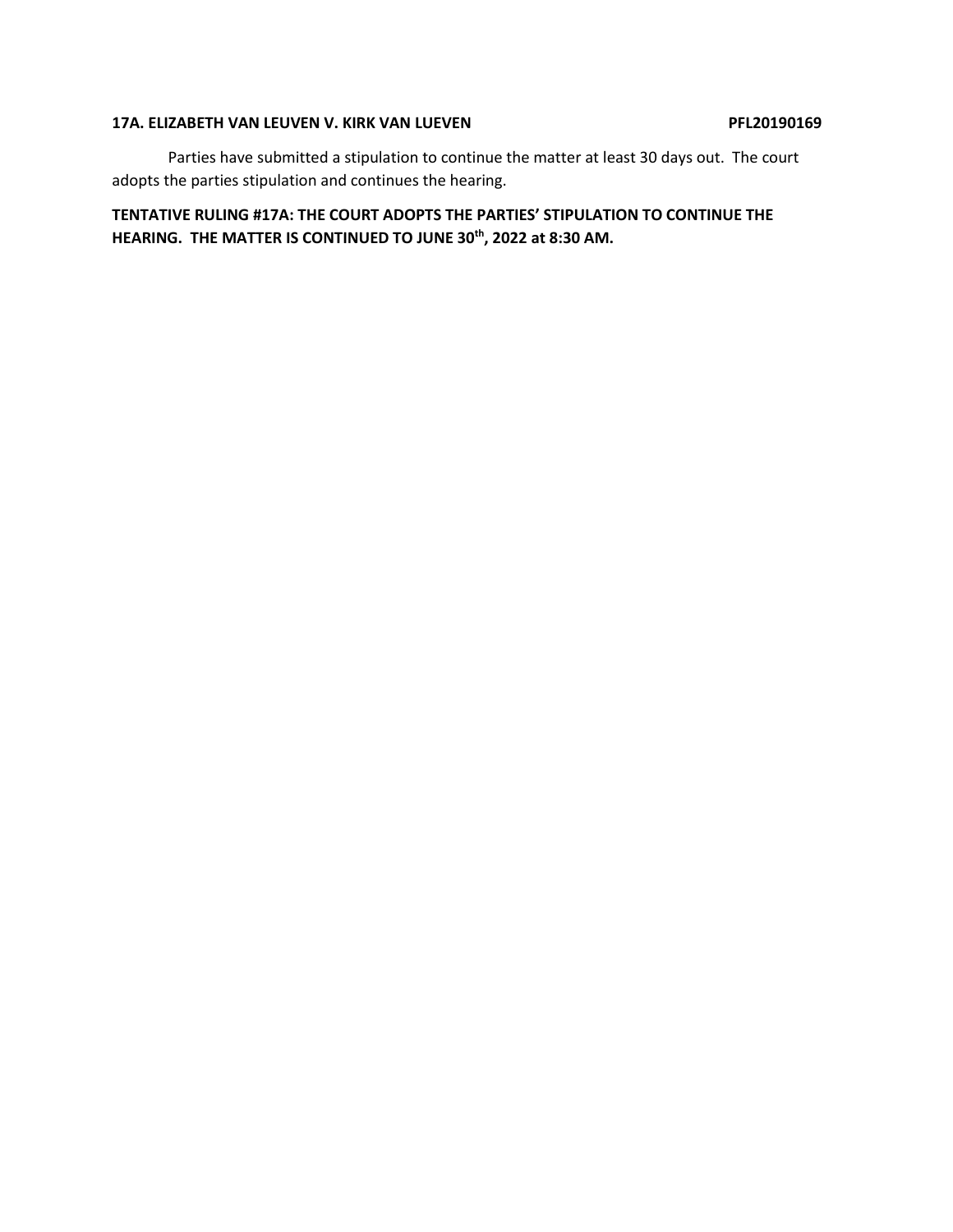**17A. ELIZABETH VAN LEUVEN V. KIRK VAN LUEVEN PFL20190169**

Parties have submitted a stipulation to continue the matter at least 30 days out. The court adopts the parties stipulation and continues the hearing.

**TENTATIVE RULING #17A: THE COURT ADOPTS THE PARTIES' STIPULATION TO CONTINUE THE HEARING. THE MATTER IS CONTINUED TO JUNE 30th, 2022 at 8:30 AM.**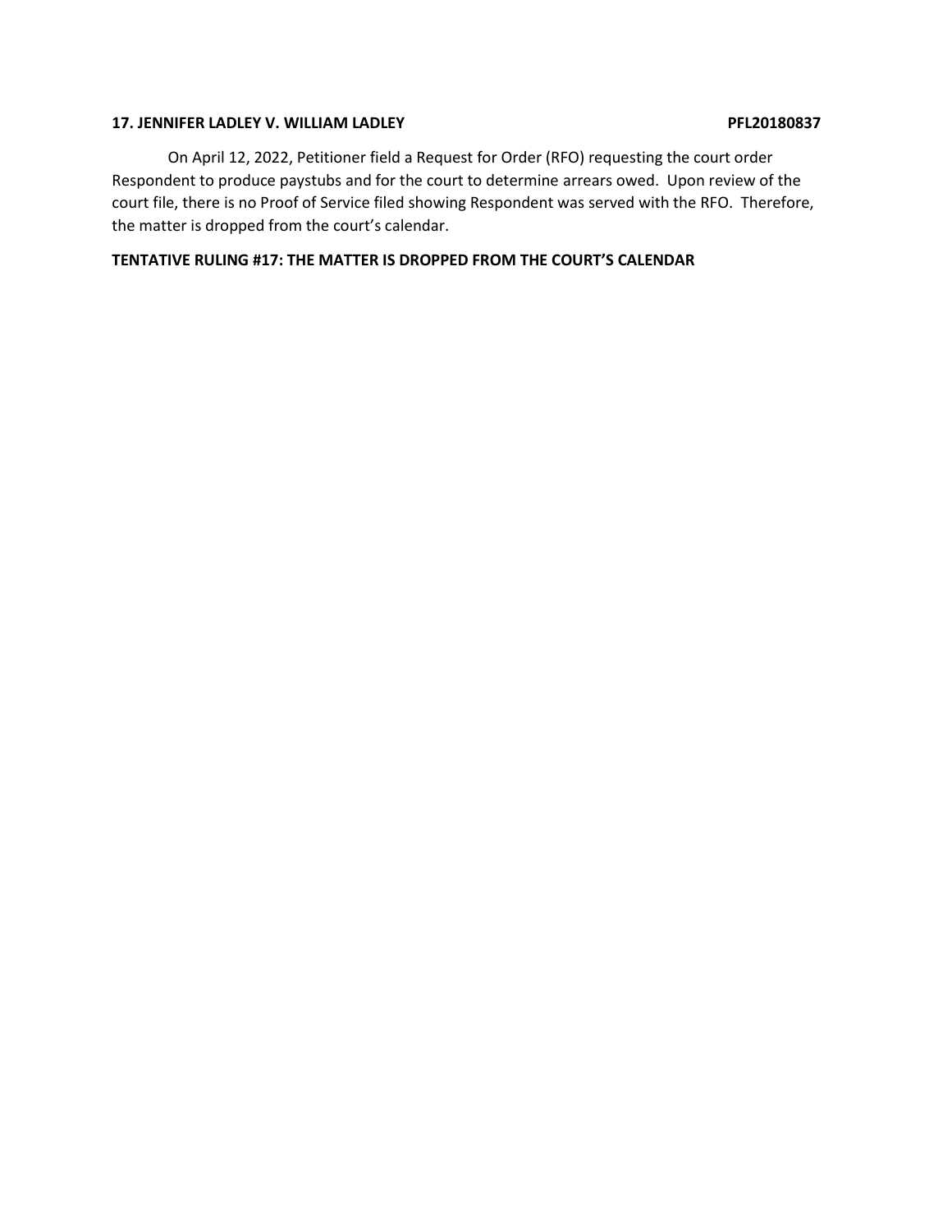**17. JENNIFER LADLEY V. WILLIAM LADLEY PFL20180837**

On April 12, 2022, Petitioner field a Request for Order (RFO) requesting the court order Respondent to produce paystubs and for the court to determine arrears owed. Upon review of the court file, there is no Proof of Service filed showing Respondent was served with the RFO. Therefore, the matter is dropped from the court's calendar.

**TENTATIVE RULING #17: THE MATTER IS DROPPED FROM THE COURT'S CALENDAR**